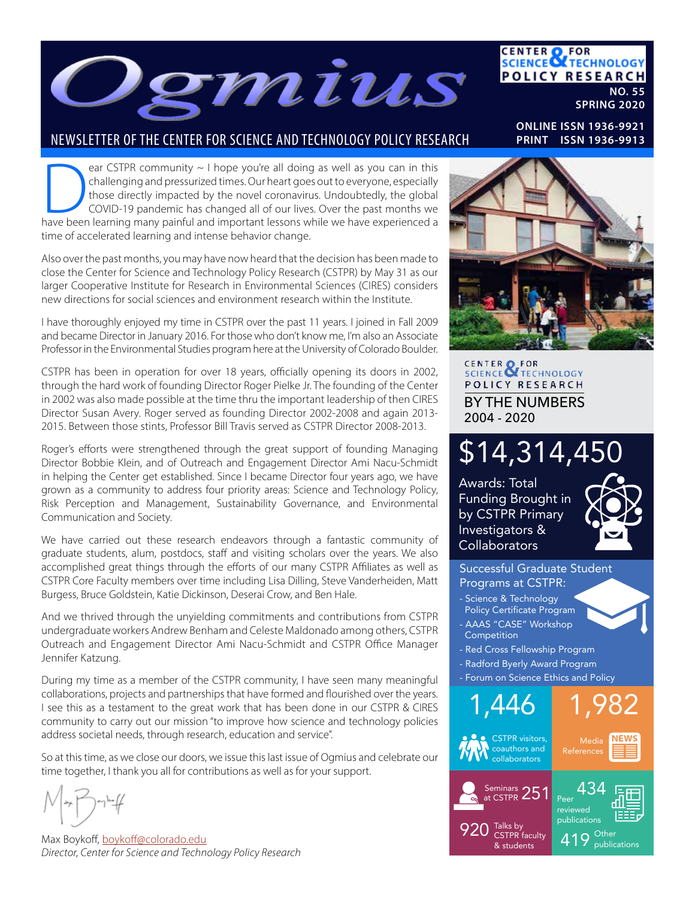# Ogmius

CENTER FOR SCIENCE & TECHNOLOGY POLICY RESEARCH

**NO. 55**
**SPRING 2020**

NEWSLETTER OF THE CENTER FOR SCIENCE AND TECHNOLOGY POLICY RESEARCH

**ONLINE ISSN 1936-9921**
**PRINT ISSN 1936-9913**

Dear CSTPR community ~ I hope you're all doing as well as you can in this challenging and pressurized times. Our heart goes out to everyone, especially those directly impacted by the novel coronavirus. Undoubtedly, the global COVID-19 pandemic has changed all of our lives. Over the past months we have been learning many painful and important lessons while we have experienced a time of accelerated learning and intense behavior change.

Also over the past months, you may have now heard that the decision has been made to close the Center for Science and Technology Policy Research (CSTPR) by May 31 as our larger Cooperative Institute for Research in Environmental Sciences (CIRES) considers new directions for social sciences and environment research within the Institute.

I have thoroughly enjoyed my time in CSTPR over the past 11 years. I joined in Fall 2009 and became Director in January 2016. For those who don't know me, I'm also an Associate Professor in the Environmental Studies program here at the University of Colorado Boulder.

CSTPR has been in operation for over 18 years, officially opening its doors in 2002, through the hard work of founding Director Roger Pielke Jr. The founding of the Center in 2002 was also made possible at the time thru the important leadership of then CIRES Director Susan Avery. Roger served as founding Director 2002-2008 and again 2013-2015. Between those stints, Professor Bill Travis served as CSTPR Director 2008-2013.

Roger's efforts were strengthened through the great support of founding Managing Director Bobbie Klein, and of Outreach and Engagement Director Ami Nacu-Schmidt in helping the Center get established. Since I became Director four years ago, we have grown as a community to address four priority areas: Science and Technology Policy, Risk Perception and Management, Sustainability Governance, and Environmental Communication and Society.

We have carried out these research endeavors through a fantastic community of graduate students, alum, postdocs, staff and visiting scholars over the years. We also accomplished great things through the efforts of our many CSTPR Affiliates as well as CSTPR Core Faculty members over time including Lisa Dilling, Steve Vanderheiden, Matt Burgess, Bruce Goldstein, Katie Dickinson, Deserai Crow, and Ben Hale.

And we thrived through the unyielding commitments and contributions from CSTPR undergraduate workers Andrew Benham and Celeste Maldonado among others, CSTPR Outreach and Engagement Director Ami Nacu-Schmidt and CSTPR Office Manager Jennifer Katzung.

During my time as a member of the CSTPR community, I have seen many meaningful collaborations, projects and partnerships that have formed and flourished over the years. I see this as a testament to the great work that has been done in our CSTPR & CIRES community to carry out our mission "to improve how science and technology policies address societal needs, through research, education and service".

So at this time, as we close our doors, we issue this last issue of Ogmius and celebrate our time together, I thank you all for contributions as well as for your support.

Max Boykoff, boykoff@colorado.edu
*Director, Center for Science and Technology Policy Research*

---

## CENTER FOR SCIENCE & TECHNOLOGY POLICY RESEARCH BY THE NUMBERS 2004 - 2020

**$14,314,450**
Awards: Total Funding Brought in by CSTPR Primary Investigators & Collaborators

**Successful Graduate Student Programs at CSTPR:**
- Science & Technology Policy Certificate Program
- AAAS "CASE" Workshop Competition
- Red Cross Fellowship Program
- Radford Byerly Award Program
- Forum on Science Ethics and Policy

**1,446** CSTPR visitors, coauthors and collaborators

**1,982** Media References

**251** Seminars at CSTPR

**920** Talks by CSTPR faculty & students

**434** Peer reviewed publications

**419** Other publications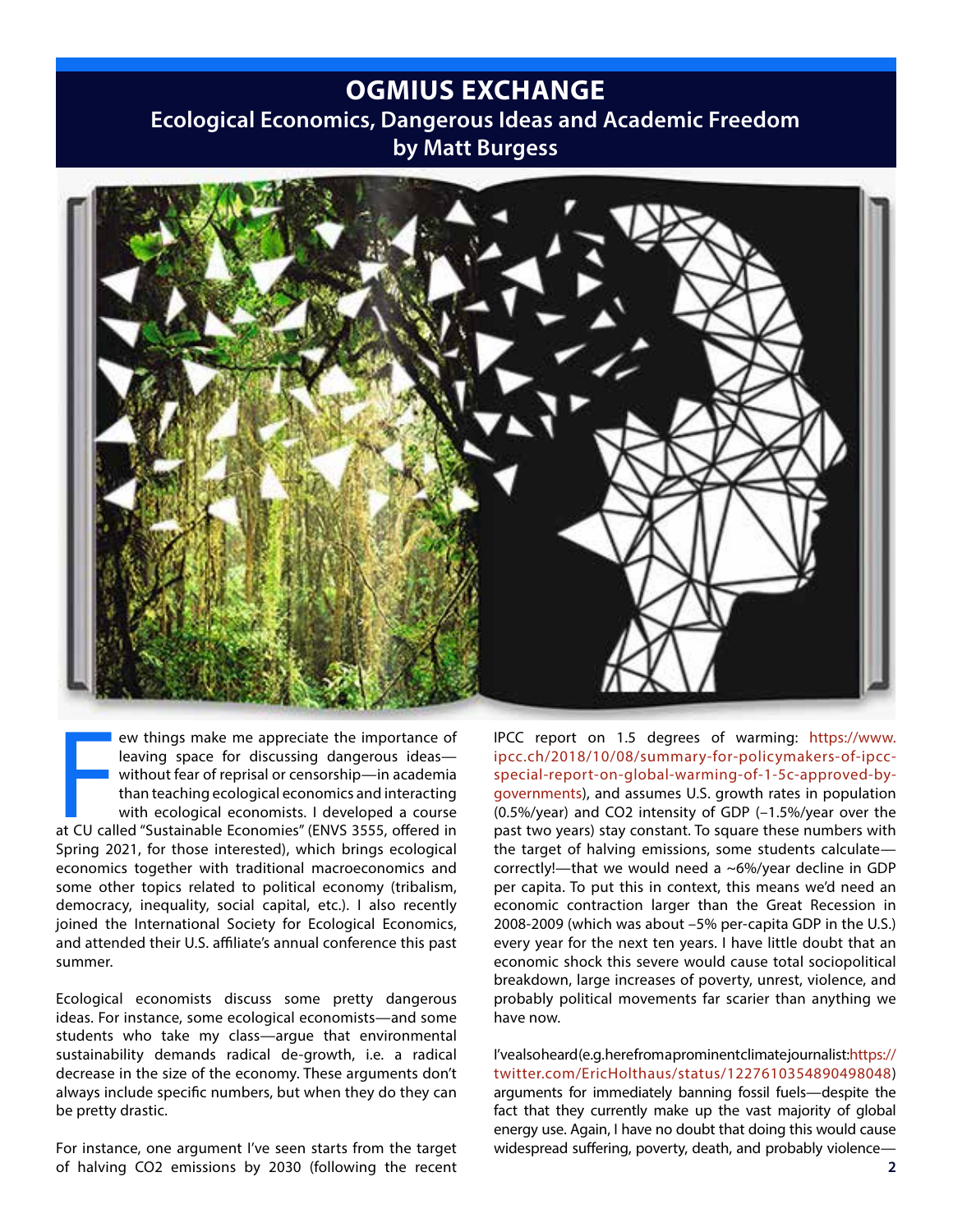# OGMIUS EXCHANGE

## Ecological Economics, Dangerous Ideas and Academic Freedom

### by Matt Burgess

Few things make me appreciate the importance of leaving space for discussing dangerous ideas—without fear of reprisal or censorship—in academia than teaching ecological economics and interacting with ecological economists. I developed a course at CU called "Sustainable Economies" (ENVS 3555, offered in Spring 2021, for those interested), which brings ecological economics together with traditional macroeconomics and some other topics related to political economy (tribalism, democracy, inequality, social capital, etc.). I also recently joined the International Society for Ecological Economics, and attended their U.S. affiliate's annual conference this past summer.

Ecological economists discuss some pretty dangerous ideas. For instance, some ecological economists—and some students who take my class—argue that environmental sustainability demands radical de-growth, i.e. a radical decrease in the size of the economy. These arguments don't always include specific numbers, but when they do they can be pretty drastic.

For instance, one argument I've seen starts from the target of halving $CO_2$ emissions by 2030 (following the recent IPCC report on 1.5 degrees of warming: https://www.ipcc.ch/2018/10/08/summary-for-policymakers-of-ipcc-special-report-on-global-warming-of-1-5c-approved-by-governments), and assumes U.S. growth rates in population (0.5%/year) and $CO_2$ intensity of GDP (–1.5%/year over the past two years) stay constant. To square these numbers with the target of halving emissions, some students calculate—correctly!—that we would need a ~6%/year decline in GDP per capita. To put this in context, this means we'd need an economic contraction larger than the Great Recession in 2008-2009 (which was about –5% per-capita GDP in the U.S.) every year for the next ten years. I have little doubt that an economic shock this severe would cause total sociopolitical breakdown, large increases of poverty, unrest, violence, and probably political movements far scarier than anything we have now.

I've also heard (e.g. here from a prominent climate journalist: https://twitter.com/EricHolthaus/status/1227610354890498048) arguments for immediately banning fossil fuels—despite the fact that they currently make up the vast majority of global energy use. Again, I have no doubt that doing this would cause widespread suffering, poverty, death, and probably violence—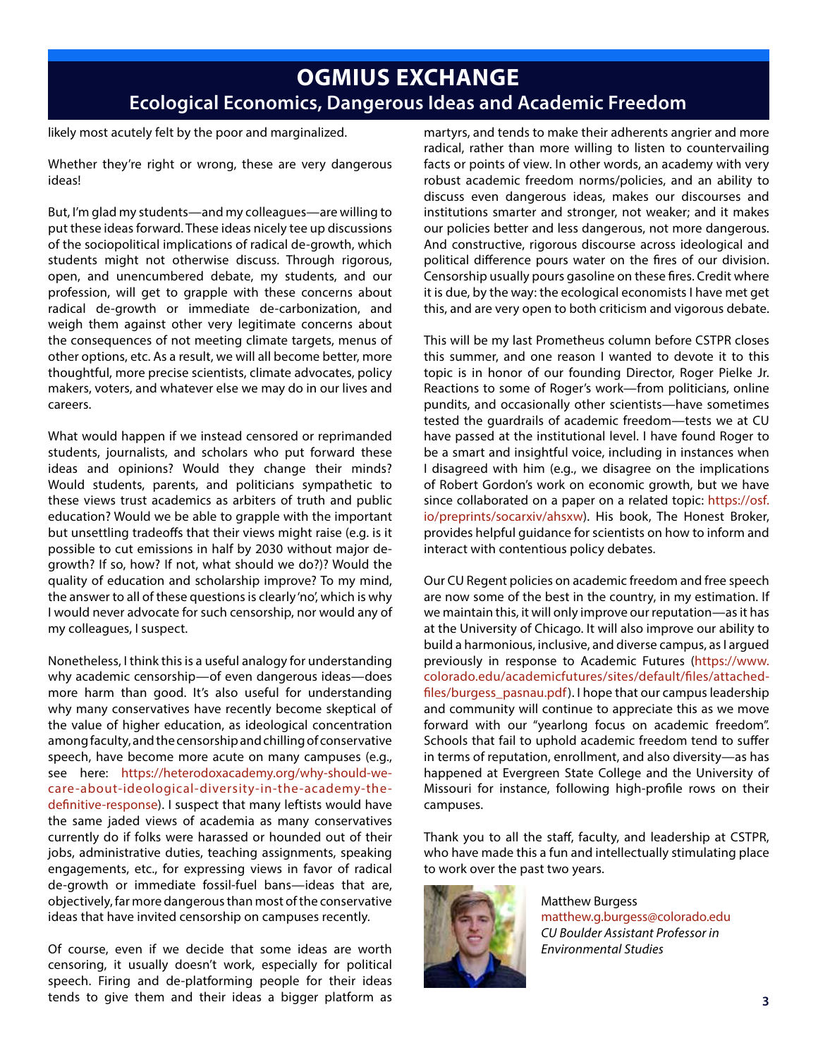# OGMIUS EXCHANGE

## Ecological Economics, Dangerous Ideas and Academic Freedom

likely most acutely felt by the poor and marginalized.

Whether they're right or wrong, these are very dangerous ideas!

But, I'm glad my students—and my colleagues—are willing to put these ideas forward. These ideas nicely tee up discussions of the sociopolitical implications of radical de-growth, which students might not otherwise discuss. Through rigorous, open, and unencumbered debate, my students, and our profession, will get to grapple with these concerns about radical de-growth or immediate de-carbonization, and weigh them against other very legitimate concerns about the consequences of not meeting climate targets, menus of other options, etc. As a result, we will all become better, more thoughtful, more precise scientists, climate advocates, policy makers, voters, and whatever else we may do in our lives and careers.

What would happen if we instead censored or reprimanded students, journalists, and scholars who put forward these ideas and opinions? Would they change their minds? Would students, parents, and politicians sympathetic to these views trust academics as arbiters of truth and public education? Would we be able to grapple with the important but unsettling tradeoffs that their views might raise (e.g. is it possible to cut emissions in half by 2030 without major de-growth? If so, how? If not, what should we do?)? Would the quality of education and scholarship improve? To my mind, the answer to all of these questions is clearly 'no', which is why I would never advocate for such censorship, nor would any of my colleagues, I suspect.

Nonetheless, I think this is a useful analogy for understanding why academic censorship—of even dangerous ideas—does more harm than good. It's also useful for understanding why many conservatives have recently become skeptical of the value of higher education, as ideological concentration among faculty, and the censorship and chilling of conservative speech, have become more acute on many campuses (e.g., see here: https://heterodoxacademy.org/why-should-we-care-about-ideological-diversity-in-the-academy-the-definitive-response). I suspect that many leftists would have the same jaded views of academia as many conservatives currently do if folks were harassed or hounded out of their jobs, administrative duties, teaching assignments, speaking engagements, etc., for expressing views in favor of radical de-growth or immediate fossil-fuel bans—ideas that are, objectively, far more dangerous than most of the conservative ideas that have invited censorship on campuses recently.

Of course, even if we decide that some ideas are worth censoring, it usually doesn't work, especially for political speech. Firing and de-platforming people for their ideas tends to give them and their ideas a bigger platform as martyrs, and tends to make their adherents angrier and more radical, rather than more willing to listen to countervailing facts or points of view. In other words, an academy with very robust academic freedom norms/policies, and an ability to discuss even dangerous ideas, makes our discourses and institutions smarter and stronger, not weaker; and it makes our policies better and less dangerous, not more dangerous. And constructive, rigorous discourse across ideological and political difference pours water on the fires of our division. Censorship usually pours gasoline on these fires. Credit where it is due, by the way: the ecological economists I have met get this, and are very open to both criticism and vigorous debate.

This will be my last Prometheus column before CSTPR closes this summer, and one reason I wanted to devote it to this topic is in honor of our founding Director, Roger Pielke Jr. Reactions to some of Roger's work—from politicians, online pundits, and occasionally other scientists—have sometimes tested the guardrails of academic freedom—tests we at CU have passed at the institutional level. I have found Roger to be a smart and insightful voice, including in instances when I disagreed with him (e.g., we disagree on the implications of Robert Gordon's work on economic growth, but we have since collaborated on a paper on a related topic: https://osf.io/preprints/socarxiv/ahsxw). His book, The Honest Broker, provides helpful guidance for scientists on how to inform and interact with contentious policy debates.

Our CU Regent policies on academic freedom and free speech are now some of the best in the country, in my estimation. If we maintain this, it will only improve our reputation—as it has at the University of Chicago. It will also improve our ability to build a harmonious, inclusive, and diverse campus, as I argued previously in response to Academic Futures (https://www.colorado.edu/academicfutures/sites/default/files/attached-files/burgess_pasnau.pdf). I hope that our campus leadership and community will continue to appreciate this as we move forward with our "yearlong focus on academic freedom". Schools that fail to uphold academic freedom tend to suffer in terms of reputation, enrollment, and also diversity—as has happened at Evergreen State College and the University of Missouri for instance, following high-profile rows on their campuses.

Thank you to all the staff, faculty, and leadership at CSTPR, who have made this a fun and intellectually stimulating place to work over the past two years.

Matthew Burgess
matthew.g.burgess@colorado.edu
*CU Boulder Assistant Professor in Environmental Studies*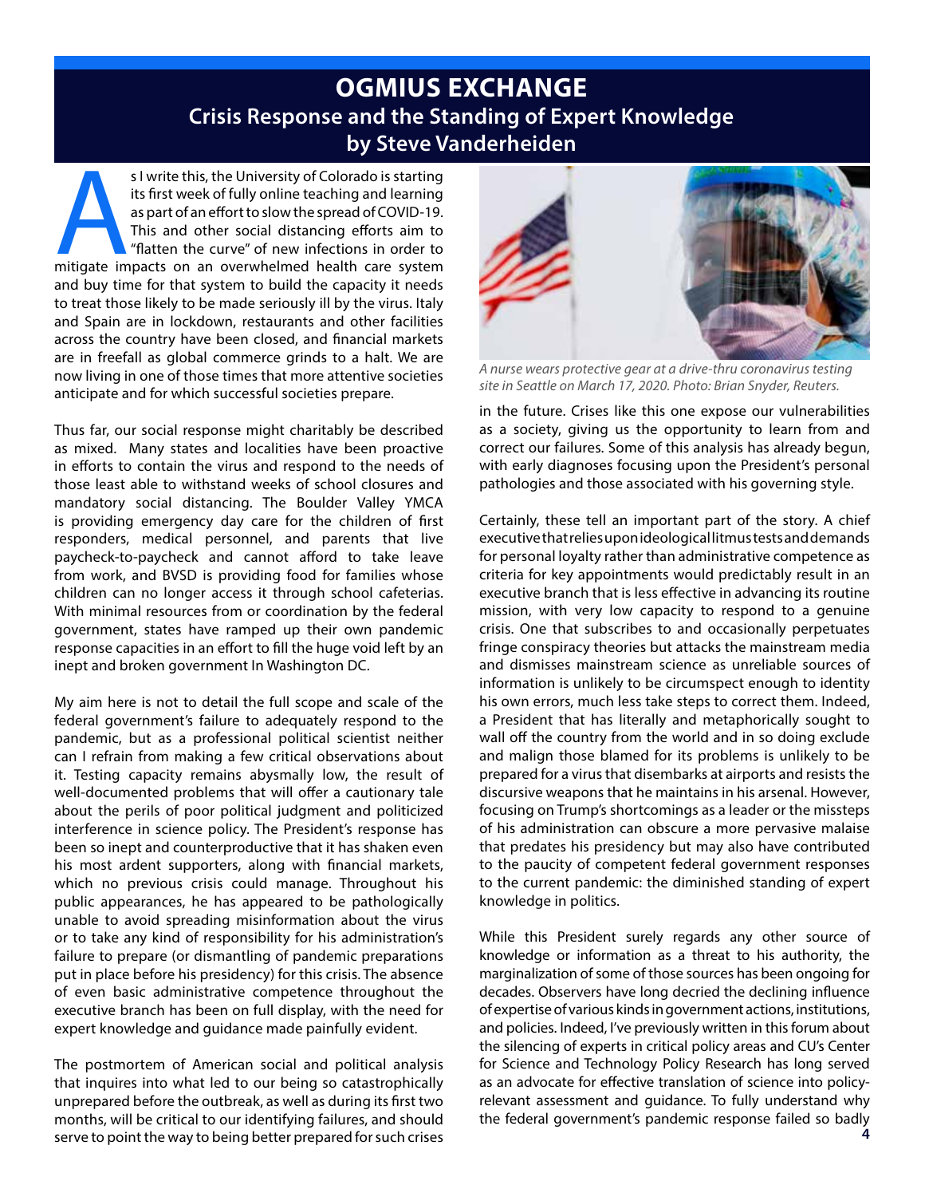# OGMIUS EXCHANGE

## Crisis Response and the Standing of Expert Knowledge

### by Steve Vanderheiden

As I write this, the University of Colorado is starting its first week of fully online teaching and learning as part of an effort to slow the spread of COVID-19. This and other social distancing efforts aim to "flatten the curve" of new infections in order to mitigate impacts on an overwhelmed health care system and buy time for that system to build the capacity it needs to treat those likely to be made seriously ill by the virus. Italy and Spain are in lockdown, restaurants and other facilities across the country have been closed, and financial markets are in freefall as global commerce grinds to a halt. We are now living in one of those times that more attentive societies anticipate and for which successful societies prepare.

Thus far, our social response might charitably be described as mixed. Many states and localities have been proactive in efforts to contain the virus and respond to the needs of those least able to withstand weeks of school closures and mandatory social distancing. The Boulder Valley YMCA is providing emergency day care for the children of first responders, medical personnel, and parents that live paycheck-to-paycheck and cannot afford to take leave from work, and BVSD is providing food for families whose children can no longer access it through school cafeterias. With minimal resources from or coordination by the federal government, states have ramped up their own pandemic response capacities in an effort to fill the huge void left by an inept and broken government In Washington DC.

My aim here is not to detail the full scope and scale of the federal government's failure to adequately respond to the pandemic, but as a professional political scientist neither can I refrain from making a few critical observations about it. Testing capacity remains abysmally low, the result of well-documented problems that will offer a cautionary tale about the perils of poor political judgment and politicized interference in science policy. The President's response has been so inept and counterproductive that it has shaken even his most ardent supporters, along with financial markets, which no previous crisis could manage. Throughout his public appearances, he has appeared to be pathologically unable to avoid spreading misinformation about the virus or to take any kind of responsibility for his administration's failure to prepare (or dismantling of pandemic preparations put in place before his presidency) for this crisis. The absence of even basic administrative competence throughout the executive branch has been on full display, with the need for expert knowledge and guidance made painfully evident.

The postmortem of American social and political analysis that inquires into what led to our being so catastrophically unprepared before the outbreak, as well as during its first two months, will be critical to our identifying failures, and should serve to point the way to being better prepared for such crises in the future. Crises like this one expose our vulnerabilities as a society, giving us the opportunity to learn from and correct our failures. Some of this analysis has already begun, with early diagnoses focusing upon the President's personal pathologies and those associated with his governing style.

*A nurse wears protective gear at a drive-thru coronavirus testing site in Seattle on March 17, 2020. Photo: Brian Snyder, Reuters.*

Certainly, these tell an important part of the story. A chief executive that relies upon ideological litmus tests and demands for personal loyalty rather than administrative competence as criteria for key appointments would predictably result in an executive branch that is less effective in advancing its routine mission, with very low capacity to respond to a genuine crisis. One that subscribes to and occasionally perpetuates fringe conspiracy theories but attacks the mainstream media and dismisses mainstream science as unreliable sources of information is unlikely to be circumspect enough to identity his own errors, much less take steps to correct them. Indeed, a President that has literally and metaphorically sought to wall off the country from the world and in so doing exclude and malign those blamed for its problems is unlikely to be prepared for a virus that disembarks at airports and resists the discursive weapons that he maintains in his arsenal. However, focusing on Trump's shortcomings as a leader or the missteps of his administration can obscure a more pervasive malaise that predates his presidency but may also have contributed to the paucity of competent federal government responses to the current pandemic: the diminished standing of expert knowledge in politics.

While this President surely regards any other source of knowledge or information as a threat to his authority, the marginalization of some of those sources has been ongoing for decades. Observers have long decried the declining influence of expertise of various kinds in government actions, institutions, and policies. Indeed, I've previously written in this forum about the silencing of experts in critical policy areas and CU's Center for Science and Technology Policy Research has long served as an advocate for effective translation of science into policy-relevant assessment and guidance. To fully understand why the federal government's pandemic response failed so badly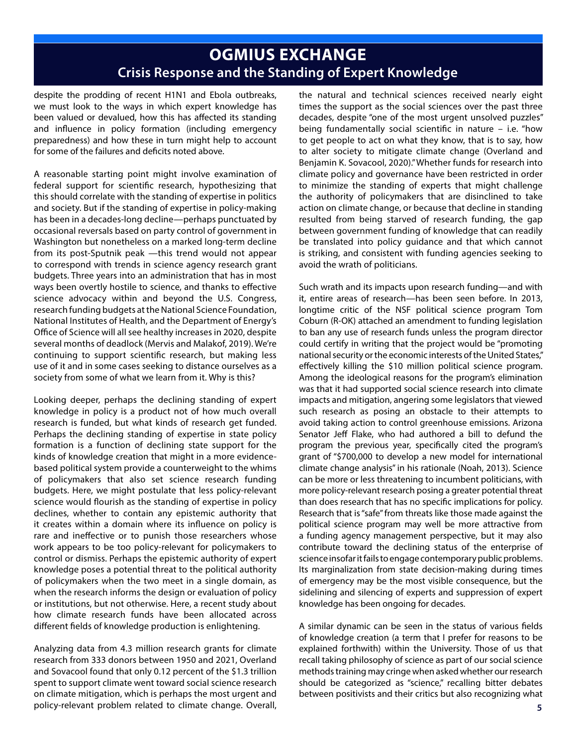despite the prodding of recent H1N1 and Ebola outbreaks, we must look to the ways in which expert knowledge has been valued or devalued, how this has affected its standing and influence in policy formation (including emergency preparedness) and how these in turn might help to account for some of the failures and deficits noted above.

A reasonable starting point might involve examination of federal support for scientific research, hypothesizing that this should correlate with the standing of expertise in politics and society. But if the standing of expertise in policy-making has been in a decades-long decline—perhaps punctuated by occasional reversals based on party control of government in Washington but nonetheless on a marked long-term decline from its post-Sputnik peak —this trend would not appear to correspond with trends in science agency research grant budgets. Three years into an administration that has in most ways been overtly hostile to science, and thanks to effective science advocacy within and beyond the U.S. Congress, research funding budgets at the National Science Foundation, National Institutes of Health, and the Department of Energy's Office of Science will all see healthy increases in 2020, despite several months of deadlock (Mervis and Malakof, 2019). We're continuing to support scientific research, but making less use of it and in some cases seeking to distance ourselves as a society from some of what we learn from it. Why is this?

Looking deeper, perhaps the declining standing of expert knowledge in policy is a product not of how much overall research is funded, but what kinds of research get funded. Perhaps the declining standing of expertise in state policy formation is a function of declining state support for the kinds of knowledge creation that might in a more evidence-based political system provide a counterweight to the whims of policymakers that also set science research funding budgets. Here, we might postulate that less policy-relevant science would flourish as the standing of expertise in policy declines, whether to contain any epistemic authority that it creates within a domain where its influence on policy is rare and ineffective or to punish those researchers whose work appears to be too policy-relevant for policymakers to control or dismiss. Perhaps the epistemic authority of expert knowledge poses a potential threat to the political authority of policymakers when the two meet in a single domain, as when the research informs the design or evaluation of policy or institutions, but not otherwise. Here, a recent study about how climate research funds have been allocated across different fields of knowledge production is enlightening.

Analyzing data from 4.3 million research grants for climate research from 333 donors between 1950 and 2021, Overland and Sovacool found that only 0.12 percent of the $1.3 trillion spent to support climate went toward social science research on climate mitigation, which is perhaps the most urgent and policy-relevant problem related to climate change. Overall, the natural and technical sciences received nearly eight times the support as the social sciences over the past three decades, despite "one of the most urgent unsolved puzzles" being fundamentally social scientific in nature – i.e. "how to get people to act on what they know, that is to say, how to alter society to mitigate climate change (Overland and Benjamin K. Sovacool, 2020)." Whether funds for research into climate policy and governance have been restricted in order to minimize the standing of experts that might challenge the authority of policymakers that are disinclined to take action on climate change, or because that decline in standing resulted from being starved of research funding, the gap between government funding of knowledge that can readily be translated into policy guidance and that which cannot is striking, and consistent with funding agencies seeking to avoid the wrath of politicians.

Such wrath and its impacts upon research funding—and with it, entire areas of research—has been seen before. In 2013, longtime critic of the NSF political science program Tom Coburn (R-OK) attached an amendment to funding legislation to ban any use of research funds unless the program director could certify in writing that the project would be "promoting national security or the economic interests of the United States," effectively killing the $10 million political science program. Among the ideological reasons for the program's elimination was that it had supported social science research into climate impacts and mitigation, angering some legislators that viewed such research as posing an obstacle to their attempts to avoid taking action to control greenhouse emissions. Arizona Senator Jeff Flake, who had authored a bill to defund the program the previous year, specifically cited the program's grant of "$700,000 to develop a new model for international climate change analysis" in his rationale (Noah, 2013). Science can be more or less threatening to incumbent politicians, with more policy-relevant research posing a greater potential threat than does research that has no specific implications for policy. Research that is "safe" from threats like those made against the political science program may well be more attractive from a funding agency management perspective, but it may also contribute toward the declining status of the enterprise of science insofar it fails to engage contemporary public problems. Its marginalization from state decision-making during times of emergency may be the most visible consequence, but the sidelining and silencing of experts and suppression of expert knowledge has been ongoing for decades.

A similar dynamic can be seen in the status of various fields of knowledge creation (a term that I prefer for reasons to be explained forthwith) within the University. Those of us that recall taking philosophy of science as part of our social science methods training may cringe when asked whether our research should be categorized as "science," recalling bitter debates between positivists and their critics but also recognizing what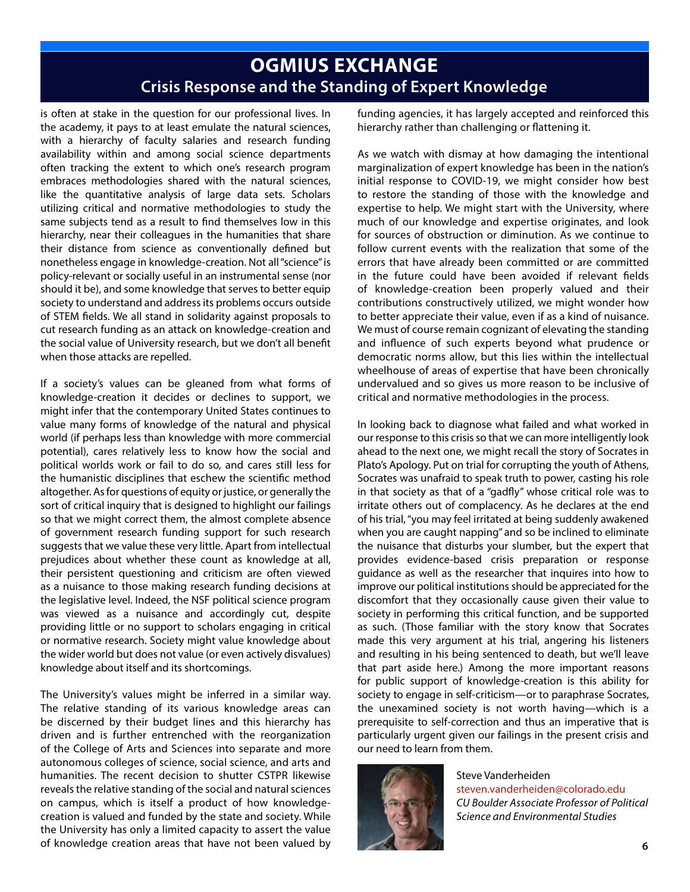# OGMIUS EXCHANGE

## Crisis Response and the Standing of Expert Knowledge

is often at stake in the question for our professional lives. In the academy, it pays to at least emulate the natural sciences, with a hierarchy of faculty salaries and research funding availability within and among social science departments often tracking the extent to which one's research program embraces methodologies shared with the natural sciences, like the quantitative analysis of large data sets. Scholars utilizing critical and normative methodologies to study the same subjects tend as a result to find themselves low in this hierarchy, near their colleagues in the humanities that share their distance from science as conventionally defined but nonetheless engage in knowledge-creation. Not all "science" is policy-relevant or socially useful in an instrumental sense (nor should it be), and some knowledge that serves to better equip society to understand and address its problems occurs outside of STEM fields. We all stand in solidarity against proposals to cut research funding as an attack on knowledge-creation and the social value of University research, but we don't all benefit when those attacks are repelled.

If a society's values can be gleaned from what forms of knowledge-creation it decides or declines to support, we might infer that the contemporary United States continues to value many forms of knowledge of the natural and physical world (if perhaps less than knowledge with more commercial potential), cares relatively less to know how the social and political worlds work or fail to do so, and cares still less for the humanistic disciplines that eschew the scientific method altogether. As for questions of equity or justice, or generally the sort of critical inquiry that is designed to highlight our failings so that we might correct them, the almost complete absence of government research funding support for such research suggests that we value these very little. Apart from intellectual prejudices about whether these count as knowledge at all, their persistent questioning and criticism are often viewed as a nuisance to those making research funding decisions at the legislative level. Indeed, the NSF political science program was viewed as a nuisance and accordingly cut, despite providing little or no support to scholars engaging in critical or normative research. Society might value knowledge about the wider world but does not value (or even actively disvalues) knowledge about itself and its shortcomings.

The University's values might be inferred in a similar way. The relative standing of its various knowledge areas can be discerned by their budget lines and this hierarchy has driven and is further entrenched with the reorganization of the College of Arts and Sciences into separate and more autonomous colleges of science, social science, and arts and humanities. The recent decision to shutter CSTPR likewise reveals the relative standing of the social and natural sciences on campus, which is itself a product of how knowledge-creation is valued and funded by the state and society. While the University has only a limited capacity to assert the value of knowledge creation areas that have not been valued by funding agencies, it has largely accepted and reinforced this hierarchy rather than challenging or flattening it.

As we watch with dismay at how damaging the intentional marginalization of expert knowledge has been in the nation's initial response to COVID-19, we might consider how best to restore the standing of those with the knowledge and expertise to help. We might start with the University, where much of our knowledge and expertise originates, and look for sources of obstruction or diminution. As we continue to follow current events with the realization that some of the errors that have already been committed or are committed in the future could have been avoided if relevant fields of knowledge-creation been properly valued and their contributions constructively utilized, we might wonder how to better appreciate their value, even if as a kind of nuisance. We must of course remain cognizant of elevating the standing and influence of such experts beyond what prudence or democratic norms allow, but this lies within the intellectual wheelhouse of areas of expertise that have been chronically undervalued and so gives us more reason to be inclusive of critical and normative methodologies in the process.

In looking back to diagnose what failed and what worked in our response to this crisis so that we can more intelligently look ahead to the next one, we might recall the story of Socrates in Plato's Apology. Put on trial for corrupting the youth of Athens, Socrates was unafraid to speak truth to power, casting his role in that society as that of a "gadfly" whose critical role was to irritate others out of complacency. As he declares at the end of his trial, "you may feel irritated at being suddenly awakened when you are caught napping" and so be inclined to eliminate the nuisance that disturbs your slumber, but the expert that provides evidence-based crisis preparation or response guidance as well as the researcher that inquires into how to improve our political institutions should be appreciated for the discomfort that they occasionally cause given their value to society in performing this critical function, and be supported as such. (Those familiar with the story know that Socrates made this very argument at his trial, angering his listeners and resulting in his being sentenced to death, but we'll leave that part aside here.) Among the more important reasons for public support of knowledge-creation is this ability for society to engage in self-criticism—or to paraphrase Socrates, the unexamined society is not worth having—which is a prerequisite to self-correction and thus an imperative that is particularly urgent given our failings in the present crisis and our need to learn from them.

Steve Vanderheiden
steven.vanderheiden@colorado.edu
*CU Boulder Associate Professor of Political Science and Environmental Studies*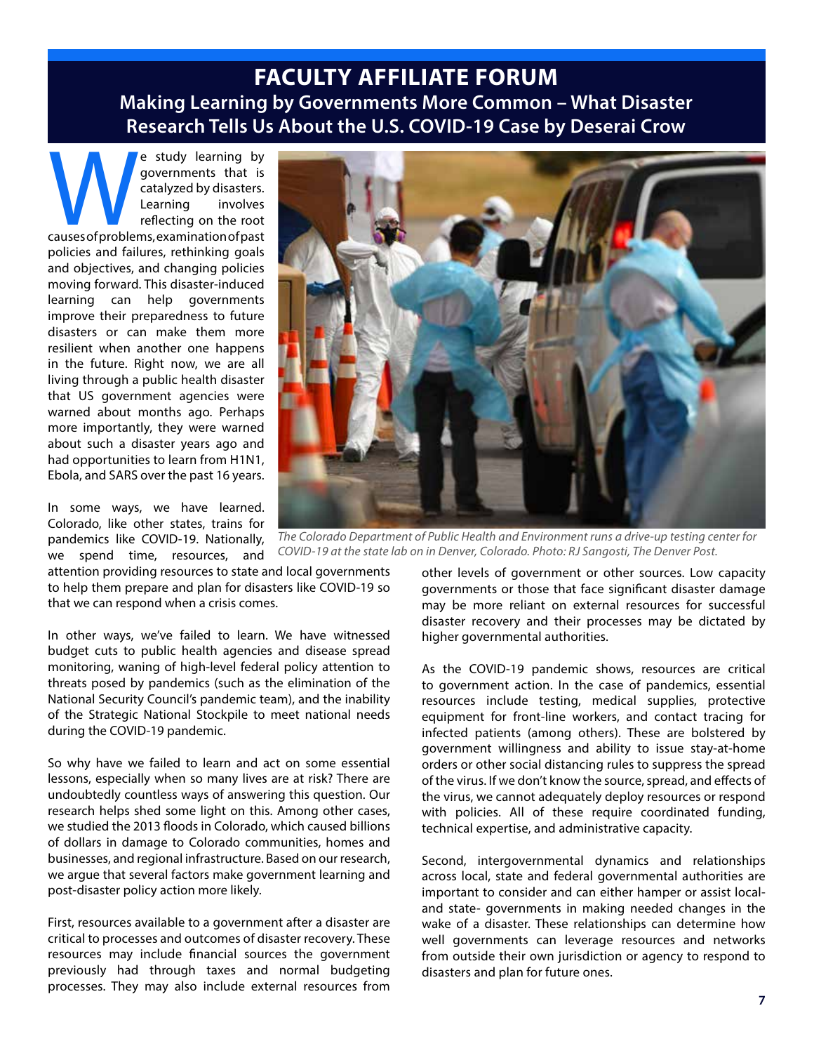# FACULTY AFFILIATE FORUM

## Making Learning by Governments More Common – What Disaster Research Tells Us About the U.S. COVID-19 Case by Deserai Crow

We study learning by governments that is catalyzed by disasters. Learning involves reflecting on the root causes of problems, examination of past policies and failures, rethinking goals and objectives, and changing policies moving forward. This disaster-induced learning can help governments improve their preparedness to future disasters or can make them more resilient when another one happens in the future. Right now, we are all living through a public health disaster that US government agencies were warned about months ago. Perhaps more importantly, they were warned about such a disaster years ago and had opportunities to learn from H1N1, Ebola, and SARS over the past 16 years.

*The Colorado Department of Public Health and Environment runs a drive-up testing center for COVID-19 at the state lab on in Denver, Colorado. Photo: RJ Sangosti, The Denver Post.*

In some ways, we have learned. Colorado, like other states, trains for pandemics like COVID-19. Nationally, we spend time, resources, and attention providing resources to state and local governments to help them prepare and plan for disasters like COVID-19 so that we can respond when a crisis comes.

In other ways, we've failed to learn. We have witnessed budget cuts to public health agencies and disease spread monitoring, waning of high-level federal policy attention to threats posed by pandemics (such as the elimination of the National Security Council's pandemic team), and the inability of the Strategic National Stockpile to meet national needs during the COVID-19 pandemic.

So why have we failed to learn and act on some essential lessons, especially when so many lives are at risk? There are undoubtedly countless ways of answering this question. Our research helps shed some light on this. Among other cases, we studied the 2013 floods in Colorado, which caused billions of dollars in damage to Colorado communities, homes and businesses, and regional infrastructure. Based on our research, we argue that several factors make government learning and post-disaster policy action more likely.

First, resources available to a government after a disaster are critical to processes and outcomes of disaster recovery. These resources may include financial sources the government previously had through taxes and normal budgeting processes. They may also include external resources from other levels of government or other sources. Low capacity governments or those that face significant disaster damage may be more reliant on external resources for successful disaster recovery and their processes may be dictated by higher governmental authorities.

As the COVID-19 pandemic shows, resources are critical to government action. In the case of pandemics, essential resources include testing, medical supplies, protective equipment for front-line workers, and contact tracing for infected patients (among others). These are bolstered by government willingness and ability to issue stay-at-home orders or other social distancing rules to suppress the spread of the virus. If we don't know the source, spread, and effects of the virus, we cannot adequately deploy resources or respond with policies. All of these require coordinated funding, technical expertise, and administrative capacity.

Second, intergovernmental dynamics and relationships across local, state and federal governmental authorities are important to consider and can either hamper or assist local- and state- governments in making needed changes in the wake of a disaster. These relationships can determine how well governments can leverage resources and networks from outside their own jurisdiction or agency to respond to disasters and plan for future ones.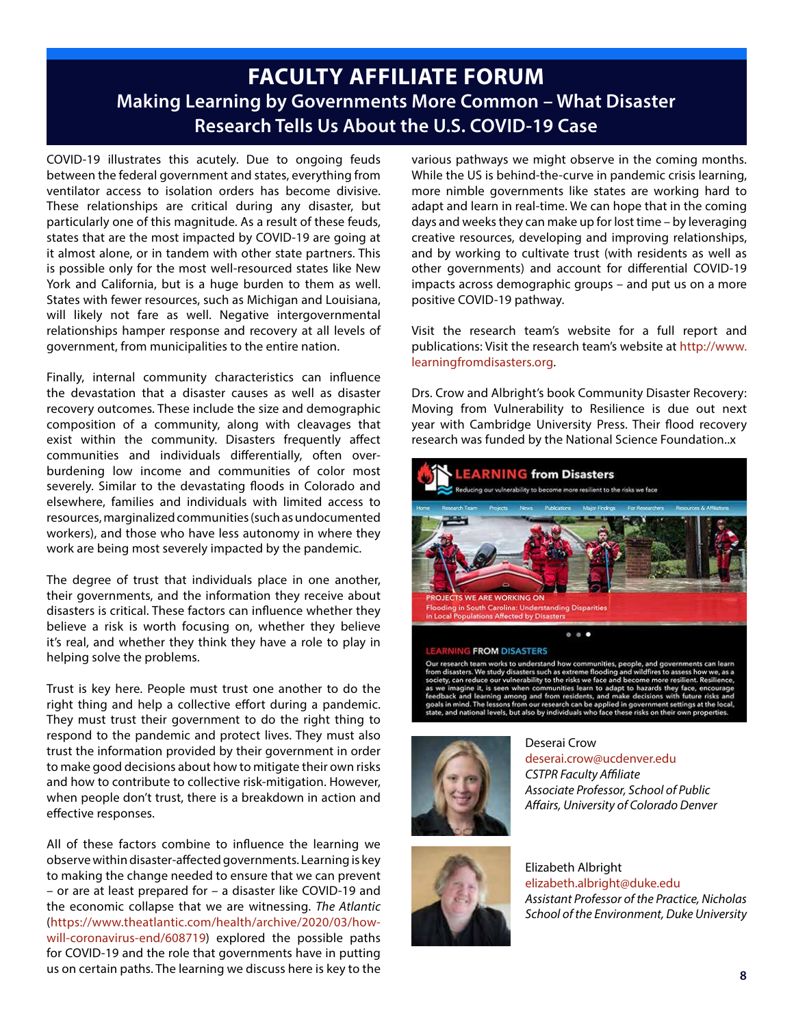# FACULTY AFFILIATE FORUM

## Making Learning by Governments More Common – What Disaster Research Tells Us About the U.S. COVID-19 Case

COVID-19 illustrates this acutely. Due to ongoing feuds between the federal government and states, everything from ventilator access to isolation orders has become divisive. These relationships are critical during any disaster, but particularly one of this magnitude. As a result of these feuds, states that are the most impacted by COVID-19 are going at it almost alone, or in tandem with other state partners. This is possible only for the most well-resourced states like New York and California, but is a huge burden to them as well. States with fewer resources, such as Michigan and Louisiana, will likely not fare as well. Negative intergovernmental relationships hamper response and recovery at all levels of government, from municipalities to the entire nation.

Finally, internal community characteristics can influence the devastation that a disaster causes as well as disaster recovery outcomes. These include the size and demographic composition of a community, along with cleavages that exist within the community. Disasters frequently affect communities and individuals differentially, often over-burdening low income and communities of color most severely. Similar to the devastating floods in Colorado and elsewhere, families and individuals with limited access to resources, marginalized communities (such as undocumented workers), and those who have less autonomy in where they work are being most severely impacted by the pandemic.

The degree of trust that individuals place in one another, their governments, and the information they receive about disasters is critical. These factors can influence whether they believe a risk is worth focusing on, whether they believe it's real, and whether they think they have a role to play in helping solve the problems.

Trust is key here. People must trust one another to do the right thing and help a collective effort during a pandemic. They must trust their government to do the right thing to respond to the pandemic and protect lives. They must also trust the information provided by their government in order to make good decisions about how to mitigate their own risks and how to contribute to collective risk-mitigation. However, when people don't trust, there is a breakdown in action and effective responses.

All of these factors combine to influence the learning we observe within disaster-affected governments. Learning is key to making the change needed to ensure that we can prevent – or are at least prepared for – a disaster like COVID-19 and the economic collapse that we are witnessing. *The Atlantic* (https://www.theatlantic.com/health/archive/2020/03/how-will-coronavirus-end/608719) explored the possible paths for COVID-19 and the role that governments have in putting us on certain paths. The learning we discuss here is key to the various pathways we might observe in the coming months. While the US is behind-the-curve in pandemic crisis learning, more nimble governments like states are working hard to adapt and learn in real-time. We can hope that in the coming days and weeks they can make up for lost time – by leveraging creative resources, developing and improving relationships, and by working to cultivate trust (with residents as well as other governments) and account for differential COVID-19 impacts across demographic groups – and put us on a more positive COVID-19 pathway.

Visit the research team's website for a full report and publications: Visit the research team's website at http://www.learningfromdisasters.org.

Drs. Crow and Albright's book Community Disaster Recovery: Moving from Vulnerability to Resilience is due out next year with Cambridge University Press. Their flood recovery research was funded by the National Science Foundation..x

Deserai Crow
deserai.crow@ucdenver.edu
*CSTPR Faculty Affiliate*
*Associate Professor, School of Public Affairs, University of Colorado Denver*

Elizabeth Albright
elizabeth.albright@duke.edu
*Assistant Professor of the Practice, Nicholas School of the Environment, Duke University*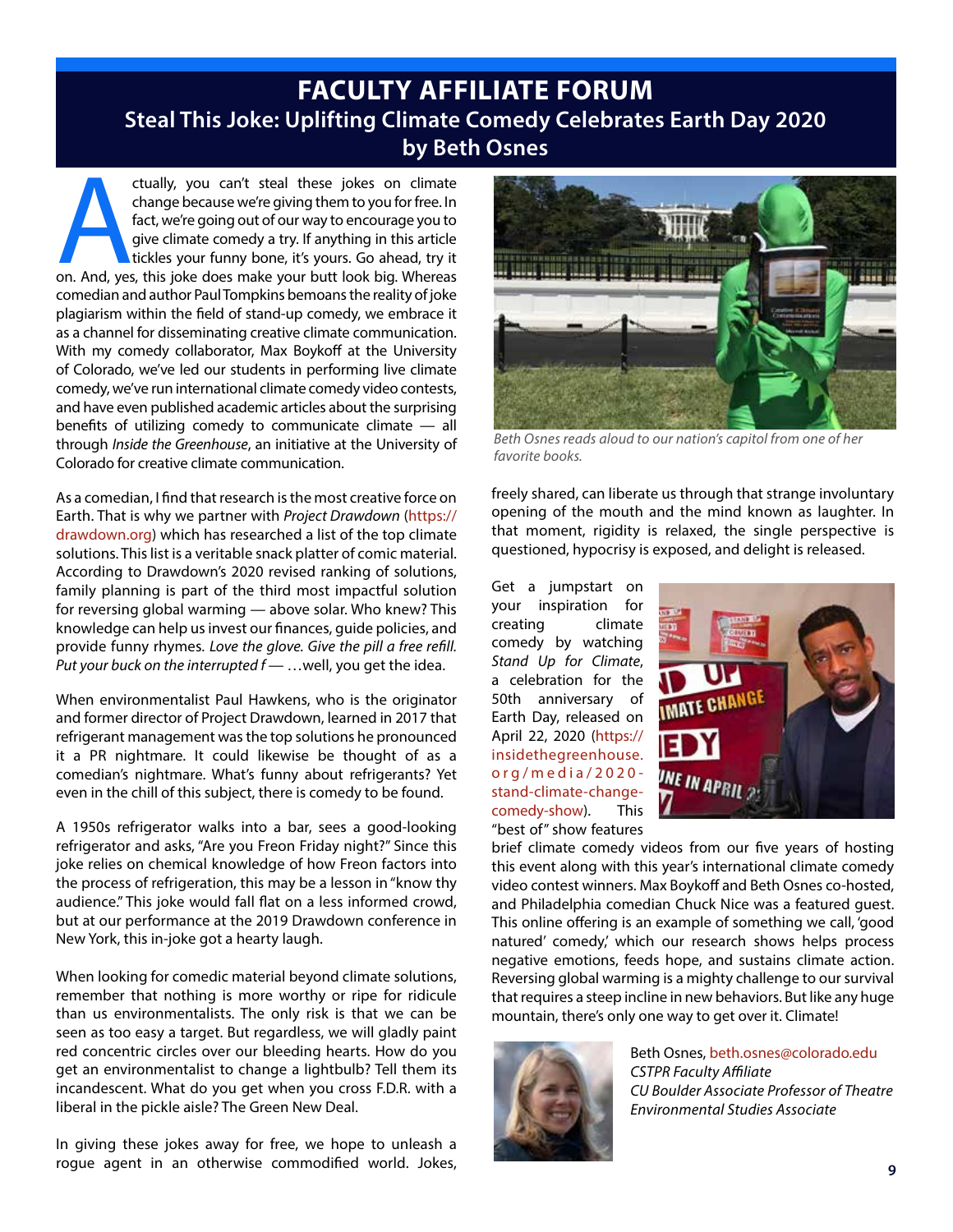# FACULTY AFFILIATE FORUM

## Steal This Joke: Uplifting Climate Comedy Celebrates Earth Day 2020

### by Beth Osnes

Actually, you can't steal these jokes on climate change because we're giving them to you for free. In fact, we're going out of our way to encourage you to give climate comedy a try. If anything in this article tickles your funny bone, it's yours. Go ahead, try it on. And, yes, this joke does make your butt look big. Whereas comedian and author Paul Tompkins bemoans the reality of joke plagiarism within the field of stand-up comedy, we embrace it as a channel for disseminating creative climate communication. With my comedy collaborator, Max Boykoff at the University of Colorado, we've led our students in performing live climate comedy, we've run international climate comedy video contests, and have even published academic articles about the surprising benefits of utilizing comedy to communicate climate — all through *Inside the Greenhouse*, an initiative at the University of Colorado for creative climate communication.

As a comedian, I find that research is the most creative force on Earth. That is why we partner with *Project Drawdown* (https://drawdown.org) which has researched a list of the top climate solutions. This list is a veritable snack platter of comic material. According to Drawdown's 2020 revised ranking of solutions, family planning is part of the third most impactful solution for reversing global warming — above solar. Who knew? This knowledge can help us invest our finances, guide policies, and provide funny rhymes. *Love the glove. Give the pill a free refill. Put your buck on the interrupted f* — …well, you get the idea.

When environmentalist Paul Hawkens, who is the originator and former director of Project Drawdown, learned in 2017 that refrigerant management was the top solutions he pronounced it a PR nightmare. It could likewise be thought of as a comedian's nightmare. What's funny about refrigerants? Yet even in the chill of this subject, there is comedy to be found.

A 1950s refrigerator walks into a bar, sees a good-looking refrigerator and asks, "Are you Freon Friday night?" Since this joke relies on chemical knowledge of how Freon factors into the process of refrigeration, this may be a lesson in "know thy audience." This joke would fall flat on a less informed crowd, but at our performance at the 2019 Drawdown conference in New York, this in-joke got a hearty laugh.

When looking for comedic material beyond climate solutions, remember that nothing is more worthy or ripe for ridicule than us environmentalists. The only risk is that we can be seen as too easy a target. But regardless, we will gladly paint red concentric circles over our bleeding hearts. How do you get an environmentalist to change a lightbulb? Tell them its incandescent. What do you get when you cross F.D.R. with a liberal in the pickle aisle? The Green New Deal.

In giving these jokes away for free, we hope to unleash a rogue agent in an otherwise commodified world. Jokes, freely shared, can liberate us through that strange involuntary opening of the mouth and the mind known as laughter. In that moment, rigidity is relaxed, the single perspective is questioned, hypocrisy is exposed, and delight is released.

*Beth Osnes reads aloud to our nation's capitol from one of her favorite books.*

Get a jumpstart on your inspiration for creating climate comedy by watching *Stand Up for Climate*, a celebration for the 50th anniversary of Earth Day, released on April 22, 2020 (https://insidethegreenhouse.org/media/2020-stand-climate-change-comedy-show). This "best of" show features brief climate comedy videos from our five years of hosting this event along with this year's international climate comedy video contest winners. Max Boykoff and Beth Osnes co-hosted, and Philadelphia comedian Chuck Nice was a featured guest. This online offering is an example of something we call, 'good natured' comedy,' which our research shows helps process negative emotions, feeds hope, and sustains climate action. Reversing global warming is a mighty challenge to our survival that requires a steep incline in new behaviors. But like any huge mountain, there's only one way to get over it. Climate!

Beth Osnes, beth.osnes@colorado.edu
*CSTPR Faculty Affiliate*
*CU Boulder Associate Professor of Theatre*
*Environmental Studies Associate*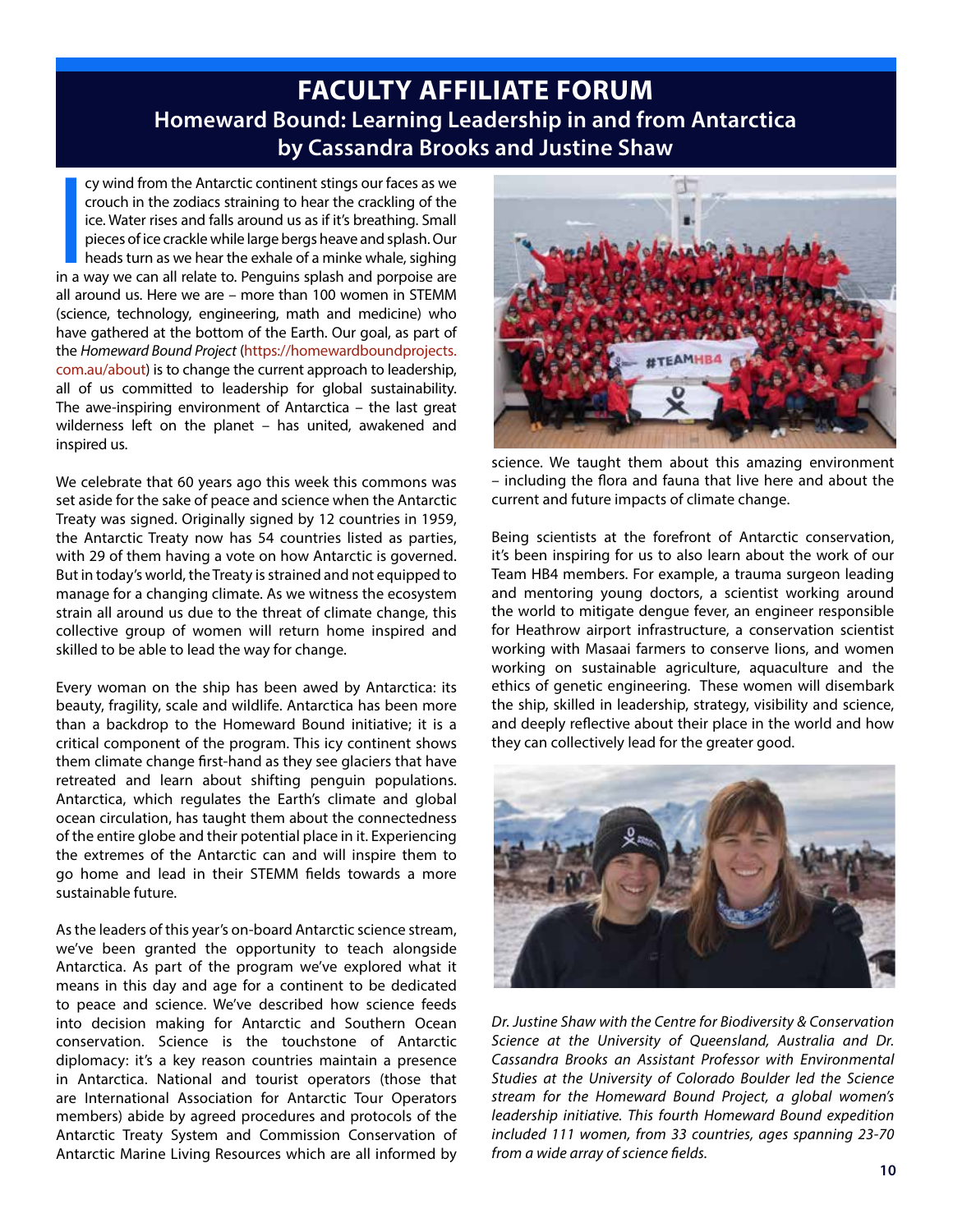# FACULTY AFFILIATE FORUM

## Homeward Bound: Learning Leadership in and from Antarctica

### by Cassandra Brooks and Justine Shaw

Icy wind from the Antarctic continent stings our faces as we crouch in the zodiacs straining to hear the crackling of the ice. Water rises and falls around us as if it's breathing. Small pieces of ice crackle while large bergs heave and splash. Our heads turn as we hear the exhale of a minke whale, sighing in a way we can all relate to. Penguins splash and porpoise are all around us. Here we are – more than 100 women in STEMM (science, technology, engineering, math and medicine) who have gathered at the bottom of the Earth. Our goal, as part of the *Homeward Bound Project* (https://homewardboundprojects.com.au/about) is to change the current approach to leadership, all of us committed to leadership for global sustainability. The awe-inspiring environment of Antarctica – the last great wilderness left on the planet – has united, awakened and inspired us.

We celebrate that 60 years ago this week this commons was set aside for the sake of peace and science when the Antarctic Treaty was signed. Originally signed by 12 countries in 1959, the Antarctic Treaty now has 54 countries listed as parties, with 29 of them having a vote on how Antarctic is governed. But in today's world, the Treaty is strained and not equipped to manage for a changing climate. As we witness the ecosystem strain all around us due to the threat of climate change, this collective group of women will return home inspired and skilled to be able to lead the way for change.

Every woman on the ship has been awed by Antarctica: its beauty, fragility, scale and wildlife. Antarctica has been more than a backdrop to the Homeward Bound initiative; it is a critical component of the program. This icy continent shows them climate change first-hand as they see glaciers that have retreated and learn about shifting penguin populations. Antarctica, which regulates the Earth's climate and global ocean circulation, has taught them about the connectedness of the entire globe and their potential place in it. Experiencing the extremes of the Antarctic can and will inspire them to go home and lead in their STEMM fields towards a more sustainable future.

As the leaders of this year's on-board Antarctic science stream, we've been granted the opportunity to teach alongside Antarctica. As part of the program we've explored what it means in this day and age for a continent to be dedicated to peace and science. We've described how science feeds into decision making for Antarctic and Southern Ocean conservation. Science is the touchstone of Antarctic diplomacy: it's a key reason countries maintain a presence in Antarctica. National and tourist operators (those that are International Association for Antarctic Tour Operators members) abide by agreed procedures and protocols of the Antarctic Treaty System and Commission Conservation of Antarctic Marine Living Resources which are all informed by science. We taught them about this amazing environment – including the flora and fauna that live here and about the current and future impacts of climate change.

Being scientists at the forefront of Antarctic conservation, it's been inspiring for us to also learn about the work of our Team HB4 members. For example, a trauma surgeon leading and mentoring young doctors, a scientist working around the world to mitigate dengue fever, an engineer responsible for Heathrow airport infrastructure, a conservation scientist working with Masaai farmers to conserve lions, and women working on sustainable agriculture, aquaculture and the ethics of genetic engineering. These women will disembark the ship, skilled in leadership, strategy, visibility and science, and deeply reflective about their place in the world and how they can collectively lead for the greater good.

*Dr. Justine Shaw with the Centre for Biodiversity & Conservation Science at the University of Queensland, Australia and Dr. Cassandra Brooks an Assistant Professor with Environmental Studies at the University of Colorado Boulder led the Science stream for the Homeward Bound Project, a global women's leadership initiative. This fourth Homeward Bound expedition included 111 women, from 33 countries, ages spanning 23-70 from a wide array of science fields.*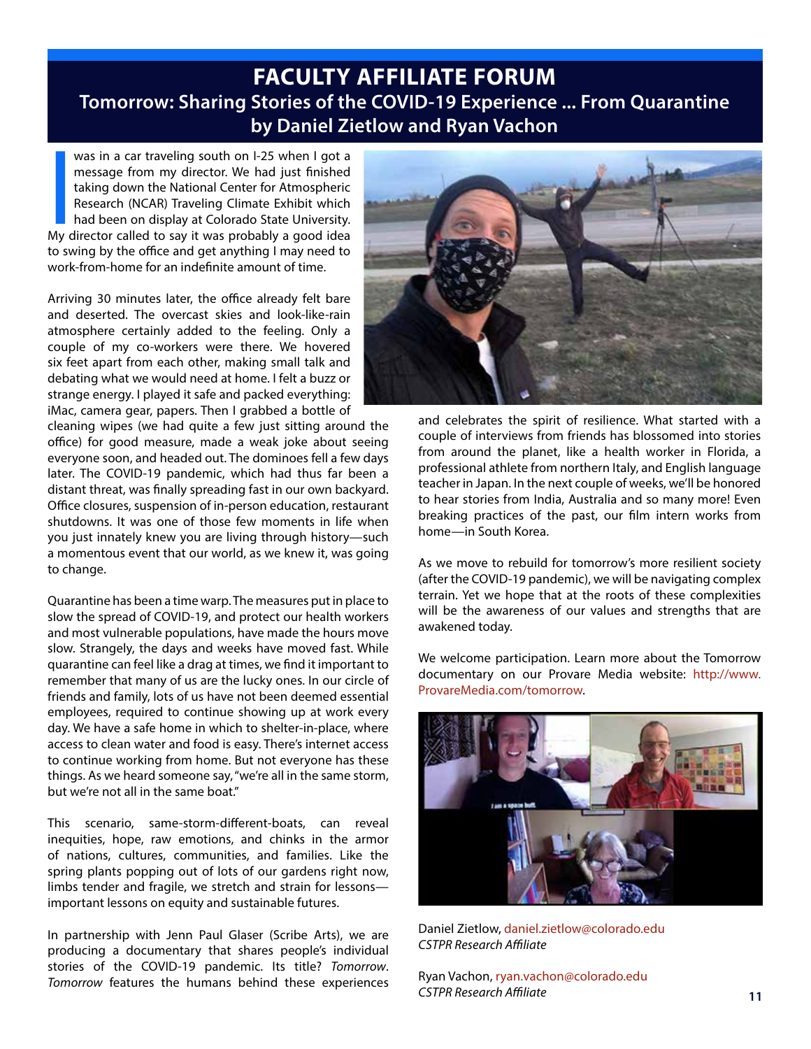# FACULTY AFFILIATE FORUM

## Tomorrow: Sharing Stories of the COVID-19 Experience ... From Quarantine

### by Daniel Zietlow and Ryan Vachon

I was in a car traveling south on I-25 when I got a message from my director. We had just finished taking down the National Center for Atmospheric Research (NCAR) Traveling Climate Exhibit which had been on display at Colorado State University. My director called to say it was probably a good idea to swing by the office and get anything I may need to work-from-home for an indefinite amount of time.

Arriving 30 minutes later, the office already felt bare and deserted. The overcast skies and look-like-rain atmosphere certainly added to the feeling. Only a couple of my co-workers were there. We hovered six feet apart from each other, making small talk and debating what we would need at home. I felt a buzz or strange energy. I played it safe and packed everything: iMac, camera gear, papers. Then I grabbed a bottle of cleaning wipes (we had quite a few just sitting around the office) for good measure, made a weak joke about seeing everyone soon, and headed out. The dominoes fell a few days later. The COVID-19 pandemic, which had thus far been a distant threat, was finally spreading fast in our own backyard. Office closures, suspension of in-person education, restaurant shutdowns. It was one of those few moments in life when you just innately knew you are living through history—such a momentous event that our world, as we knew it, was going to change.

Quarantine has been a time warp. The measures put in place to slow the spread of COVID-19, and protect our health workers and most vulnerable populations, have made the hours move slow. Strangely, the days and weeks have moved fast. While quarantine can feel like a drag at times, we find it important to remember that many of us are the lucky ones. In our circle of friends and family, lots of us have not been deemed essential employees, required to continue showing up at work every day. We have a safe home in which to shelter-in-place, where access to clean water and food is easy. There's internet access to continue working from home. But not everyone has these things. As we heard someone say, "we're all in the same storm, but we're not all in the same boat."

This scenario, same-storm-different-boats, can reveal inequities, hope, raw emotions, and chinks in the armor of nations, cultures, communities, and families. Like the spring plants popping out of lots of our gardens right now, limbs tender and fragile, we stretch and strain for lessons—important lessons on equity and sustainable futures.

In partnership with Jenn Paul Glaser (Scribe Arts), we are producing a documentary that shares people's individual stories of the COVID-19 pandemic. Its title? *Tomorrow*. *Tomorrow* features the humans behind these experiences and celebrates the spirit of resilience. What started with a couple of interviews from friends has blossomed into stories from around the planet, like a health worker in Florida, a professional athlete from northern Italy, and English language teacher in Japan. In the next couple of weeks, we'll be honored to hear stories from India, Australia and so many more! Even breaking practices of the past, our film intern works from home—in South Korea.

As we move to rebuild for tomorrow's more resilient society (after the COVID-19 pandemic), we will be navigating complex terrain. Yet we hope that at the roots of these complexities will be the awareness of our values and strengths that are awakened today.

We welcome participation. Learn more about the Tomorrow documentary on our Provare Media website: http://www.ProvareMedia.com/tomorrow.

Daniel Zietlow, daniel.zietlow@colorado.edu
*CSTPR Research Affiliate*

Ryan Vachon, ryan.vachon@colorado.edu
*CSTPR Research Affiliate*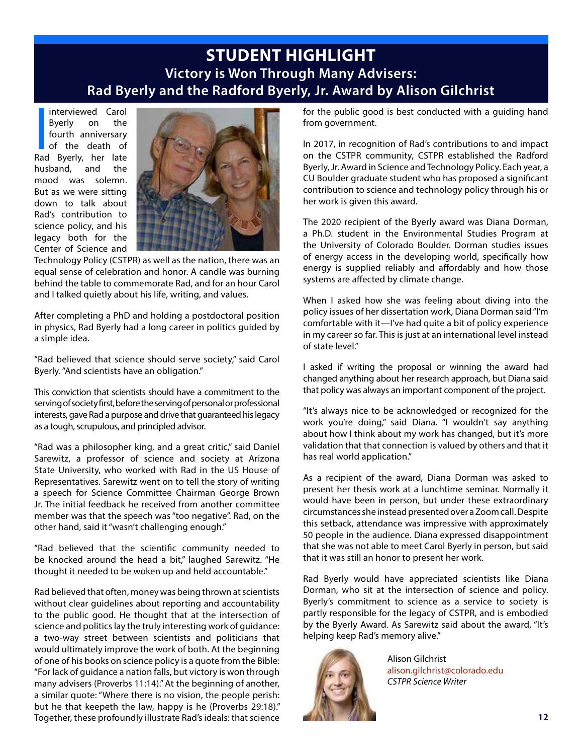# STUDENT HIGHLIGHT

## Victory is Won Through Many Advisers: Rad Byerly and the Radford Byerly, Jr. Award by Alison Gilchrist

I interviewed Carol Byerly on the fourth anniversary of the death of Rad Byerly, her late husband, and the mood was solemn. But as we were sitting down to talk about Rad's contribution to science policy, and his legacy both for the Center of Science and Technology Policy (CSTPR) as well as the nation, there was an equal sense of celebration and honor. A candle was burning behind the table to commemorate Rad, and for an hour Carol and I talked quietly about his life, writing, and values.

After completing a PhD and holding a postdoctoral position in physics, Rad Byerly had a long career in politics guided by a simple idea.

"Rad believed that science should serve society," said Carol Byerly. "And scientists have an obligation."

This conviction that scientists should have a commitment to the serving of society first, before the serving of personal or professional interests, gave Rad a purpose and drive that guaranteed his legacy as a tough, scrupulous, and principled advisor.

"Rad was a philosopher king, and a great critic," said Daniel Sarewitz, a professor of science and society at Arizona State University, who worked with Rad in the US House of Representatives. Sarewitz went on to tell the story of writing a speech for Science Committee Chairman George Brown Jr. The initial feedback he received from another committee member was that the speech was "too negative". Rad, on the other hand, said it "wasn't challenging enough."

"Rad believed that the scientific community needed to be knocked around the head a bit," laughed Sarewitz. "He thought it needed to be woken up and held accountable."

Rad believed that often, money was being thrown at scientists without clear guidelines about reporting and accountability to the public good. He thought that at the intersection of science and politics lay the truly interesting work of guidance: a two-way street between scientists and politicians that would ultimately improve the work of both. At the beginning of one of his books on science policy is a quote from the Bible: "For lack of guidance a nation falls, but victory is won through many advisers (Proverbs 11:14)." At the beginning of another, a similar quote: "Where there is no vision, the people perish: but he that keepeth the law, happy is he (Proverbs 29:18)." Together, these profoundly illustrate Rad's ideals: that science for the public good is best conducted with a guiding hand from government.

In 2017, in recognition of Rad's contributions to and impact on the CSTPR community, CSTPR established the Radford Byerly, Jr. Award in Science and Technology Policy. Each year, a CU Boulder graduate student who has proposed a significant contribution to science and technology policy through his or her work is given this award.

The 2020 recipient of the Byerly award was Diana Dorman, a Ph.D. student in the Environmental Studies Program at the University of Colorado Boulder. Dorman studies issues of energy access in the developing world, specifically how energy is supplied reliably and affordably and how those systems are affected by climate change.

When I asked how she was feeling about diving into the policy issues of her dissertation work, Diana Dorman said "I'm comfortable with it—I've had quite a bit of policy experience in my career so far. This is just at an international level instead of state level."

I asked if writing the proposal or winning the award had changed anything about her research approach, but Diana said that policy was always an important component of the project.

"It's always nice to be acknowledged or recognized for the work you're doing," said Diana. "I wouldn't say anything about how I think about my work has changed, but it's more validation that that connection is valued by others and that it has real world application."

As a recipient of the award, Diana Dorman was asked to present her thesis work at a lunchtime seminar. Normally it would have been in person, but under these extraordinary circumstances she instead presented over a Zoom call. Despite this setback, attendance was impressive with approximately 50 people in the audience. Diana expressed disappointment that she was not able to meet Carol Byerly in person, but said that it was still an honor to present her work.

Rad Byerly would have appreciated scientists like Diana Dorman, who sit at the intersection of science and policy. Byerly's commitment to science as a service to society is partly responsible for the legacy of CSTPR, and is embodied by the Byerly Award. As Sarewitz said about the award, "It's helping keep Rad's memory alive."

Alison Gilchrist
alison.gilchrist@colorado.edu
*CSTPR Science Writer*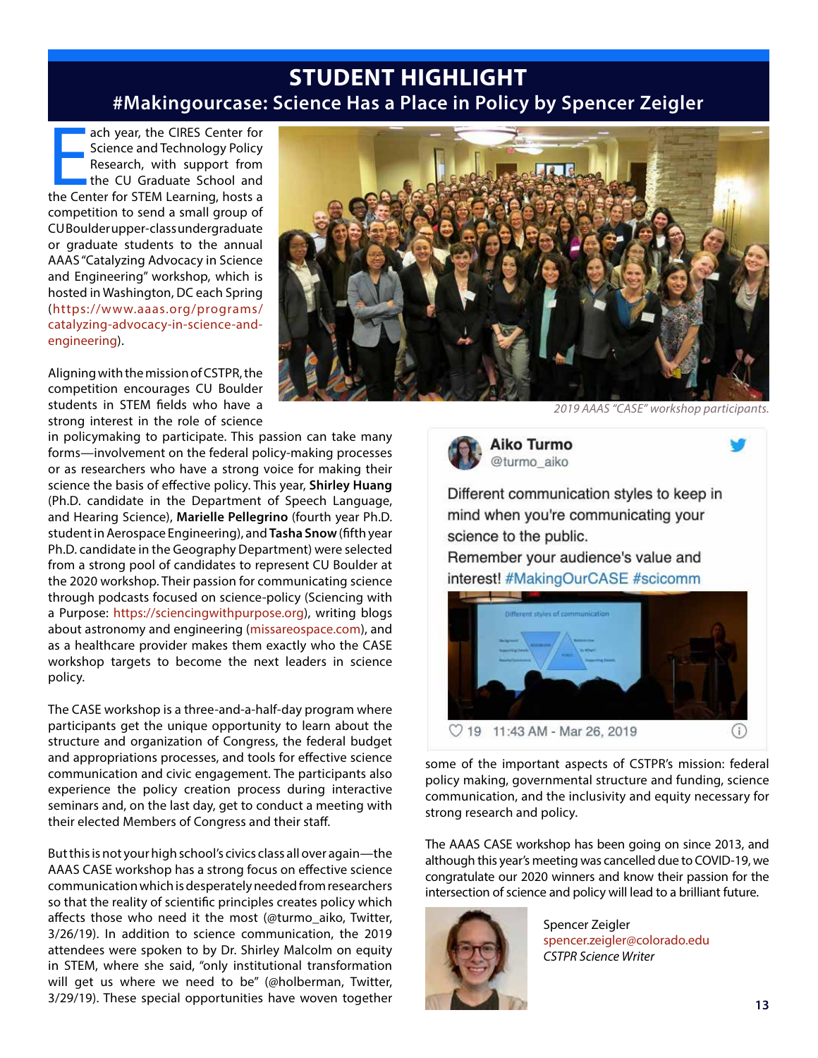# STUDENT HIGHLIGHT

## #Makingourcase: Science Has a Place in Policy by Spencer Zeigler

Each year, the CIRES Center for Science and Technology Policy Research, with support from the CU Graduate School and the Center for STEM Learning, hosts a competition to send a small group of CU Boulder upper-class undergraduate or graduate students to the annual AAAS "Catalyzing Advocacy in Science and Engineering" workshop, which is hosted in Washington, DC each Spring (https://www.aaas.org/programs/catalyzing-advocacy-in-science-and-engineering).

*2019 AAAS "CASE" workshop participants.*

Aligning with the mission of CSTPR, the competition encourages CU Boulder students in STEM fields who have a strong interest in the role of science in policymaking to participate. This passion can take many forms—involvement on the federal policy-making processes or as researchers who have a strong voice for making their science the basis of effective policy. This year, **Shirley Huang** (Ph.D. candidate in the Department of Speech Language, and Hearing Science), **Marielle Pellegrino** (fourth year Ph.D. student in Aerospace Engineering), and **Tasha Snow** (fifth year Ph.D. candidate in the Geography Department) were selected from a strong pool of candidates to represent CU Boulder at the 2020 workshop. Their passion for communicating science through podcasts focused on science-policy (Sciencing with a Purpose: https://sciencingwithpurpose.org), writing blogs about astronomy and engineering (missareospace.com), and as a healthcare provider makes them exactly who the CASE workshop targets to become the next leaders in science policy.

The CASE workshop is a three-and-a-half-day program where participants get the unique opportunity to learn about the structure and organization of Congress, the federal budget and appropriations processes, and tools for effective science communication and civic engagement. The participants also experience the policy creation process during interactive seminars and, on the last day, get to conduct a meeting with their elected Members of Congress and their staff.

But this is not your high school's civics class all over again—the AAAS CASE workshop has a strong focus on effective science communication which is desperately needed from researchers so that the reality of scientific principles creates policy which affects those who need it the most (@turmo_aiko, Twitter, 3/26/19). In addition to science communication, the 2019 attendees were spoken to by Dr. Shirley Malcolm on equity in STEM, where she said, "only institutional transformation will get us where we need to be" (@holberman, Twitter, 3/29/19). These special opportunities have woven together some of the important aspects of CSTPR's mission: federal policy making, governmental structure and funding, science communication, and the inclusivity and equity necessary for strong research and policy.

> **Aiko Turmo** @turmo_aiko
>
> Different communication styles to keep in mind when you're communicating your science to the public.
> Remember your audience's value and interest! #MakingOurCASE #scicomm
>
> 19 11:43 AM - Mar 26, 2019

The AAAS CASE workshop has been going on since 2013, and although this year's meeting was cancelled due to COVID-19, we congratulate our 2020 winners and know their passion for the intersection of science and policy will lead to a brilliant future.

Spencer Zeigler
spencer.zeigler@colorado.edu
*CSTPR Science Writer*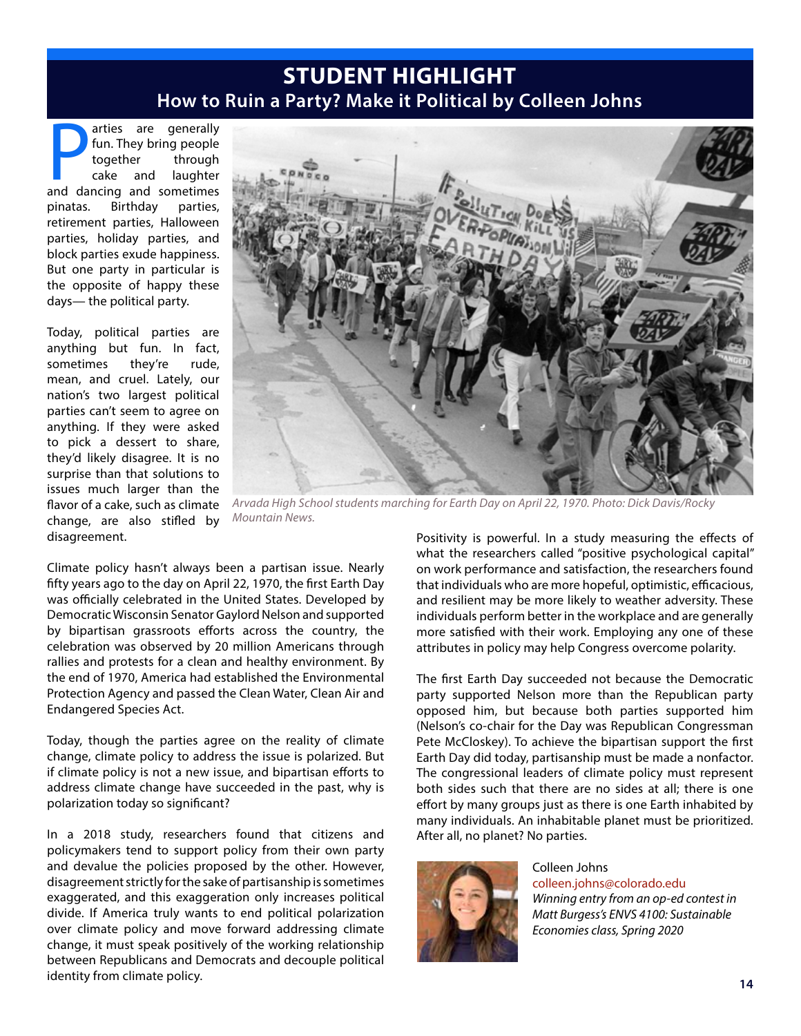# STUDENT HIGHLIGHT

## How to Ruin a Party? Make it Political by Colleen Johns

Parties are generally fun. They bring people together through cake and laughter and dancing and sometimes pinatas. Birthday parties, retirement parties, Halloween parties, holiday parties, and block parties exude happiness. But one party in particular is the opposite of happy these days— the political party.

Today, political parties are anything but fun. In fact, sometimes they're rude, mean, and cruel. Lately, our nation's two largest political parties can't seem to agree on anything. If they were asked to pick a dessert to share, they'd likely disagree. It is no surprise than that solutions to issues much larger than the flavor of a cake, such as climate change, are also stifled by disagreement.

*Arvada High School students marching for Earth Day on April 22, 1970. Photo: Dick Davis/Rocky Mountain News.*

Climate policy hasn't always been a partisan issue. Nearly fifty years ago to the day on April 22, 1970, the first Earth Day was officially celebrated in the United States. Developed by Democratic Wisconsin Senator Gaylord Nelson and supported by bipartisan grassroots efforts across the country, the celebration was observed by 20 million Americans through rallies and protests for a clean and healthy environment. By the end of 1970, America had established the Environmental Protection Agency and passed the Clean Water, Clean Air and Endangered Species Act.

Today, though the parties agree on the reality of climate change, climate policy to address the issue is polarized. But if climate policy is not a new issue, and bipartisan efforts to address climate change have succeeded in the past, why is polarization today so significant?

In a 2018 study, researchers found that citizens and policymakers tend to support policy from their own party and devalue the policies proposed by the other. However, disagreement strictly for the sake of partisanship is sometimes exaggerated, and this exaggeration only increases political divide. If America truly wants to end political polarization over climate policy and move forward addressing climate change, it must speak positively of the working relationship between Republicans and Democrats and decouple political identity from climate policy.

Positivity is powerful. In a study measuring the effects of what the researchers called "positive psychological capital" on work performance and satisfaction, the researchers found that individuals who are more hopeful, optimistic, efficacious, and resilient may be more likely to weather adversity. These individuals perform better in the workplace and are generally more satisfied with their work. Employing any one of these attributes in policy may help Congress overcome polarity.

The first Earth Day succeeded not because the Democratic party supported Nelson more than the Republican party opposed him, but because both parties supported him (Nelson's co-chair for the Day was Republican Congressman Pete McCloskey). To achieve the bipartisan support the first Earth Day did today, partisanship must be made a nonfactor. The congressional leaders of climate policy must represent both sides such that there are no sides at all; there is one effort by many groups just as there is one Earth inhabited by many individuals. An inhabitable planet must be prioritized. After all, no planet? No parties.

Colleen Johns
colleen.johns@colorado.edu
*Winning entry from an op-ed contest in Matt Burgess's ENVS 4100: Sustainable Economies class, Spring 2020*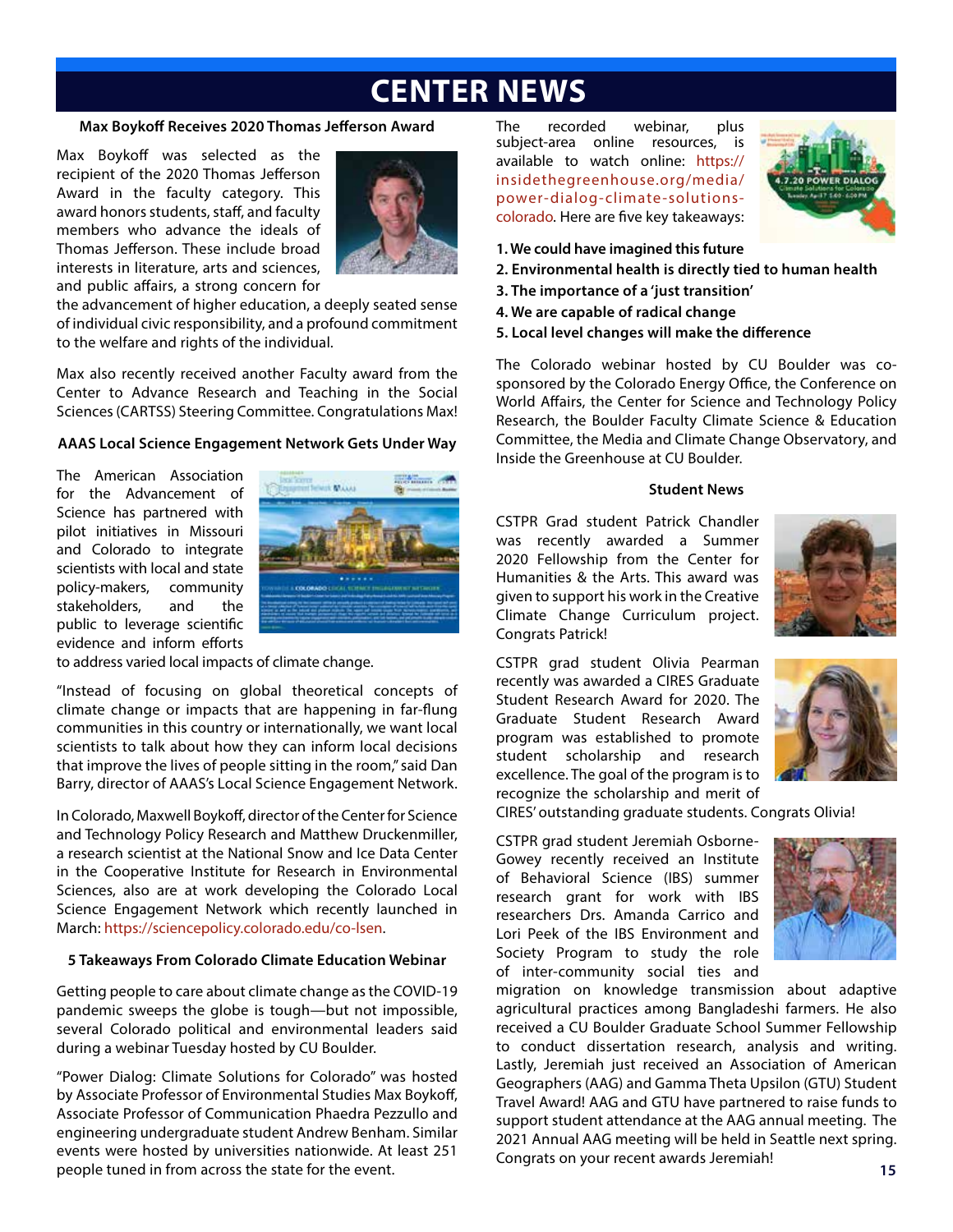# CENTER NEWS

### Max Boykoff Receives 2020 Thomas Jefferson Award

Max Boykoff was selected as the recipient of the 2020 Thomas Jefferson Award in the faculty category. This award honors students, staff, and faculty members who advance the ideals of Thomas Jefferson. These include broad interests in literature, arts and sciences, and public affairs, a strong concern for the advancement of higher education, a deeply seated sense of individual civic responsibility, and a profound commitment to the welfare and rights of the individual.

Max also recently received another Faculty award from the Center to Advance Research and Teaching in the Social Sciences (CARTSS) Steering Committee. Congratulations Max!

### AAAS Local Science Engagement Network Gets Under Way

The American Association for the Advancement of Science has partnered with pilot initiatives in Missouri and Colorado to integrate scientists with local and state policy-makers, community stakeholders, and the public to leverage scientific evidence and inform efforts to address varied local impacts of climate change.

"Instead of focusing on global theoretical concepts of climate change or impacts that are happening in far-flung communities in this country or internationally, we want local scientists to talk about how they can inform local decisions that improve the lives of people sitting in the room," said Dan Barry, director of AAAS's Local Science Engagement Network.

In Colorado, Maxwell Boykoff, director of the Center for Science and Technology Policy Research and Matthew Druckenmiller, a research scientist at the National Snow and Ice Data Center in the Cooperative Institute for Research in Environmental Sciences, also are at work developing the Colorado Local Science Engagement Network which recently launched in March: https://sciencepolicy.colorado.edu/co-lsen.

### 5 Takeaways From Colorado Climate Education Webinar

Getting people to care about climate change as the COVID-19 pandemic sweeps the globe is tough—but not impossible, several Colorado political and environmental leaders said during a webinar Tuesday hosted by CU Boulder.

"Power Dialog: Climate Solutions for Colorado" was hosted by Associate Professor of Environmental Studies Max Boykoff, Associate Professor of Communication Phaedra Pezzullo and engineering undergraduate student Andrew Benham. Similar events were hosted by universities nationwide. At least 251 people tuned in from across the state for the event.

The recorded webinar, plus subject-area online resources, is available to watch online: https://insidethegreenhouse.org/media/power-dialog-climate-solutions-colorado. Here are five key takeaways:

**1. We could have imagined this future**
**2. Environmental health is directly tied to human health**
**3. The importance of a 'just transition'**
**4. We are capable of radical change**
**5. Local level changes will make the difference**

The Colorado webinar hosted by CU Boulder was co-sponsored by the Colorado Energy Office, the Conference on World Affairs, the Center for Science and Technology Policy Research, the Boulder Faculty Climate Science & Education Committee, the Media and Climate Change Observatory, and Inside the Greenhouse at CU Boulder.

### Student News

CSTPR Grad student Patrick Chandler was recently awarded a Summer 2020 Fellowship from the Center for Humanities & the Arts. This award was given to support his work in the Creative Climate Change Curriculum project. Congrats Patrick!

CSTPR grad student Olivia Pearman recently was awarded a CIRES Graduate Student Research Award for 2020. The Graduate Student Research Award program was established to promote student scholarship and research excellence. The goal of the program is to recognize the scholarship and merit of CIRES' outstanding graduate students. Congrats Olivia!

CSTPR grad student Jeremiah Osborne-Gowey recently received an Institute of Behavioral Science (IBS) summer research grant for work with IBS researchers Drs. Amanda Carrico and Lori Peek of the IBS Environment and Society Program to study the role of inter-community social ties and migration on knowledge transmission about adaptive agricultural practices among Bangladeshi farmers. He also received a CU Boulder Graduate School Summer Fellowship to conduct dissertation research, analysis and writing. Lastly, Jeremiah just received an Association of American Geographers (AAG) and Gamma Theta Upsilon (GTU) Student Travel Award! AAG and GTU have partnered to raise funds to support student attendance at the AAG annual meeting. The 2021 Annual AAG meeting will be held in Seattle next spring. Congrats on your recent awards Jeremiah!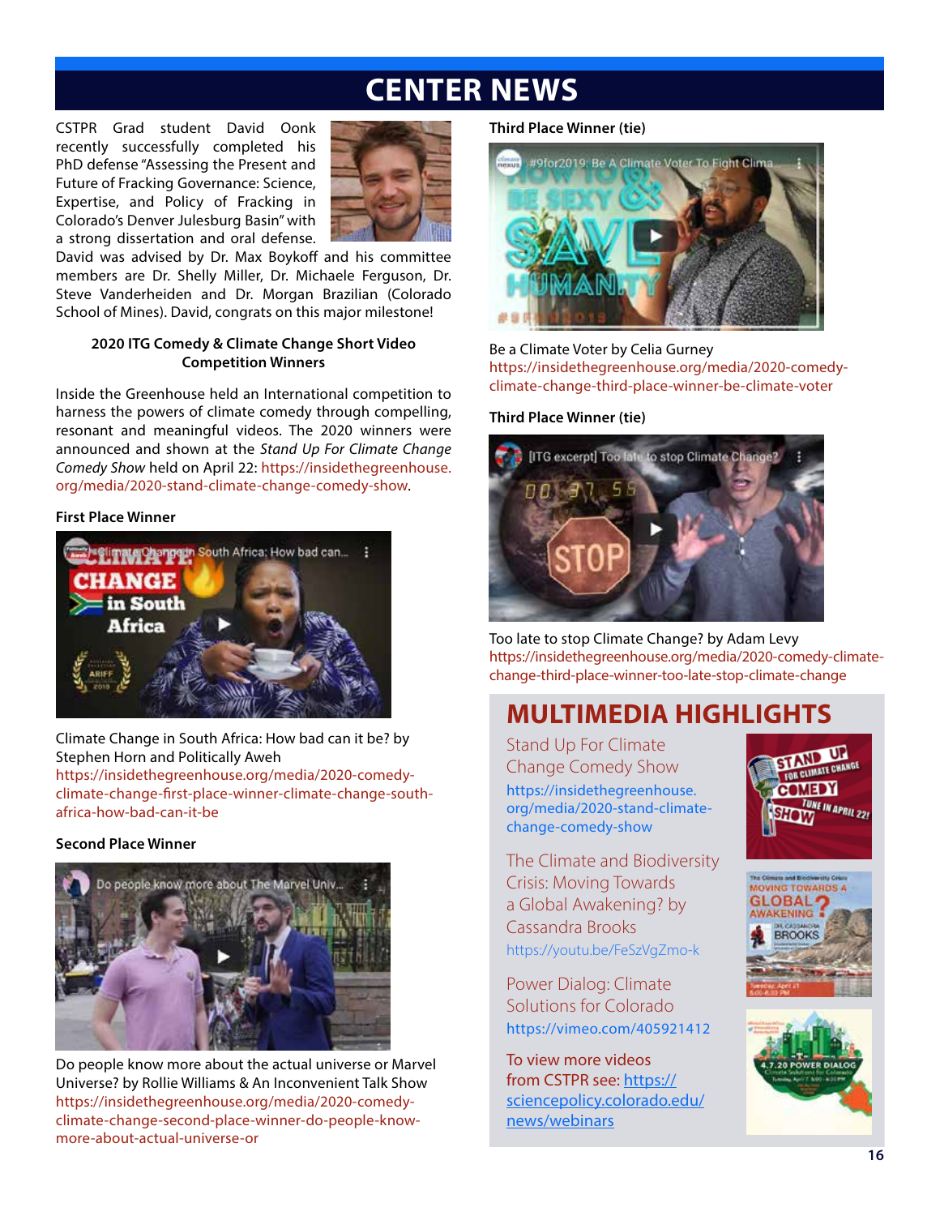# CENTER NEWS

CSTPR Grad student David Oonk recently successfully completed his PhD defense "Assessing the Present and Future of Fracking Governance: Science, Expertise, and Policy of Fracking in Colorado's Denver Julesburg Basin" with a strong dissertation and oral defense. David was advised by Dr. Max Boykoff and his committee members are Dr. Shelly Miller, Dr. Michaele Ferguson, Dr. Steve Vanderheiden and Dr. Morgan Brazilian (Colorado School of Mines). David, congrats on this major milestone!

### 2020 ITG Comedy & Climate Change Short Video Competition Winners

Inside the Greenhouse held an International competition to harness the powers of climate comedy through compelling, resonant and meaningful videos. The 2020 winners were announced and shown at the *Stand Up For Climate Change Comedy Show* held on April 22: https://insidethegreenhouse.org/media/2020-stand-climate-change-comedy-show.

**First Place Winner**

Climate Change in South Africa: How bad can it be? by Stephen Horn and Politically Aweh
https://insidethegreenhouse.org/media/2020-comedy-climate-change-first-place-winner-climate-change-south-africa-how-bad-can-it-be

**Second Place Winner**

Do people know more about the actual universe or Marvel Universe? by Rollie Williams & An Inconvenient Talk Show
https://insidethegreenhouse.org/media/2020-comedy-climate-change-second-place-winner-do-people-know-more-about-actual-universe-or

**Third Place Winner (tie)**

Be a Climate Voter by Celia Gurney
https://insidethegreenhouse.org/media/2020-comedy-climate-change-third-place-winner-be-climate-voter

**Third Place Winner (tie)**

Too late to stop Climate Change? by Adam Levy
https://insidethegreenhouse.org/media/2020-comedy-climate-change-third-place-winner-too-late-stop-climate-change

## MULTIMEDIA HIGHLIGHTS

Stand Up For Climate Change Comedy Show
https://insidethegreenhouse.org/media/2020-stand-climate-change-comedy-show

The Climate and Biodiversity Crisis: Moving Towards a Global Awakening? by Cassandra Brooks
https://youtu.be/FeSzVgZmo-k

Power Dialog: Climate Solutions for Colorado
https://vimeo.com/405921412

To view more videos from CSTPR see: https://sciencepolicy.colorado.edu/news/webinars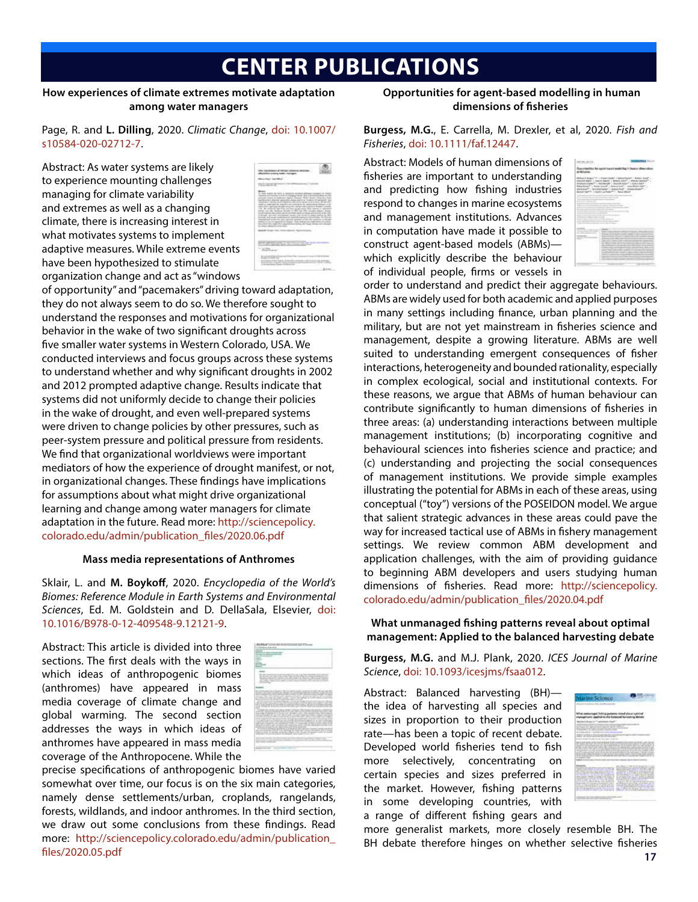# CENTER PUBLICATIONS

### How experiences of climate extremes motivate adaptation among water managers

Page, R. and **L. Dilling**, 2020. *Climatic Change*, doi: 10.1007/s10584-020-02712-7.

Abstract: As water systems are likely to experience mounting challenges managing for climate variability and extremes as well as a changing climate, there is increasing interest in what motivates systems to implement adaptive measures. While extreme events have been hypothesized to stimulate organization change and act as "windows of opportunity" and "pacemakers" driving toward adaptation, they do not always seem to do so. We therefore sought to understand the responses and motivations for organizational behavior in the wake of two significant droughts across five smaller water systems in Western Colorado, USA. We conducted interviews and focus groups across these systems to understand whether and why significant droughts in 2002 and 2012 prompted adaptive change. Results indicate that systems did not uniformly decide to change their policies in the wake of drought, and even well-prepared systems were driven to change policies by other pressures, such as peer-system pressure and political pressure from residents. We find that organizational worldviews were important mediators of how the experience of drought manifest, or not, in organizational changes. These findings have implications for assumptions about what might drive organizational learning and change among water managers for climate adaptation in the future. Read more: http://sciencepolicy.colorado.edu/admin/publication_files/2020.06.pdf

### Mass media representations of Anthromes

Sklair, L. and **M. Boykoff**, 2020. *Encyclopedia of the World's Biomes: Reference Module in Earth Systems and Environmental Sciences*, Ed. M. Goldstein and D. DellaSala, Elsevier, doi: 10.1016/B978-0-12-409548-9.12121-9.

Abstract: This article is divided into three sections. The first deals with the ways in which ideas of anthropogenic biomes (anthromes) have appeared in mass media coverage of climate change and global warming. The second section addresses the ways in which ideas of anthromes have appeared in mass media coverage of the Anthropocene. While the precise specifications of anthropogenic biomes have varied somewhat over time, our focus is on the six main categories, namely dense settlements/urban, croplands, rangelands, forests, wildlands, and indoor anthromes. In the third section, we draw out some conclusions from these findings. Read more: http://sciencepolicy.colorado.edu/admin/publication_files/2020.05.pdf

### Opportunities for agent-based modelling in human dimensions of fisheries

**Burgess, M.G.**, E. Carrella, M. Drexler, et al, 2020. *Fish and Fisheries*, doi: 10.1111/faf.12447.

Abstract: Models of human dimensions of fisheries are important to understanding and predicting how fishing industries respond to changes in marine ecosystems and management institutions. Advances in computation have made it possible to construct agent-based models (ABMs)—which explicitly describe the behaviour of individual people, firms or vessels in order to understand and predict their aggregate behaviours. ABMs are widely used for both academic and applied purposes in many settings including finance, urban planning and the military, but are not yet mainstream in fisheries science and management, despite a growing literature. ABMs are well suited to understanding emergent consequences of fisher interactions, heterogeneity and bounded rationality, especially in complex ecological, social and institutional contexts. For these reasons, we argue that ABMs of human behaviour can contribute significantly to human dimensions of fisheries in three areas: (a) understanding interactions between multiple management institutions; (b) incorporating cognitive and behavioural sciences into fisheries science and practice; and (c) understanding and projecting the social consequences of management institutions. We provide simple examples illustrating the potential for ABMs in each of these areas, using conceptual ("toy") versions of the POSEIDON model. We argue that salient strategic advances in these areas could pave the way for increased tactical use of ABMs in fishery management settings. We review common ABM development and application challenges, with the aim of providing guidance to beginning ABM developers and users studying human dimensions of fisheries. Read more: http://sciencepolicy.colorado.edu/admin/publication_files/2020.04.pdf

### What unmanaged fishing patterns reveal about optimal management: Applied to the balanced harvesting debate

**Burgess, M.G.** and M.J. Plank, 2020. *ICES Journal of Marine Science*, doi: 10.1093/icesjms/fsaa012.

Abstract: Balanced harvesting (BH)—the idea of harvesting all species and sizes in proportion to their production rate—has been a topic of recent debate. Developed world fisheries tend to fish more selectively, concentrating on certain species and sizes preferred in the market. However, fishing patterns in some developing countries, with a range of different fishing gears and more generalist markets, more closely resemble BH. The BH debate therefore hinges on whether selective fisheries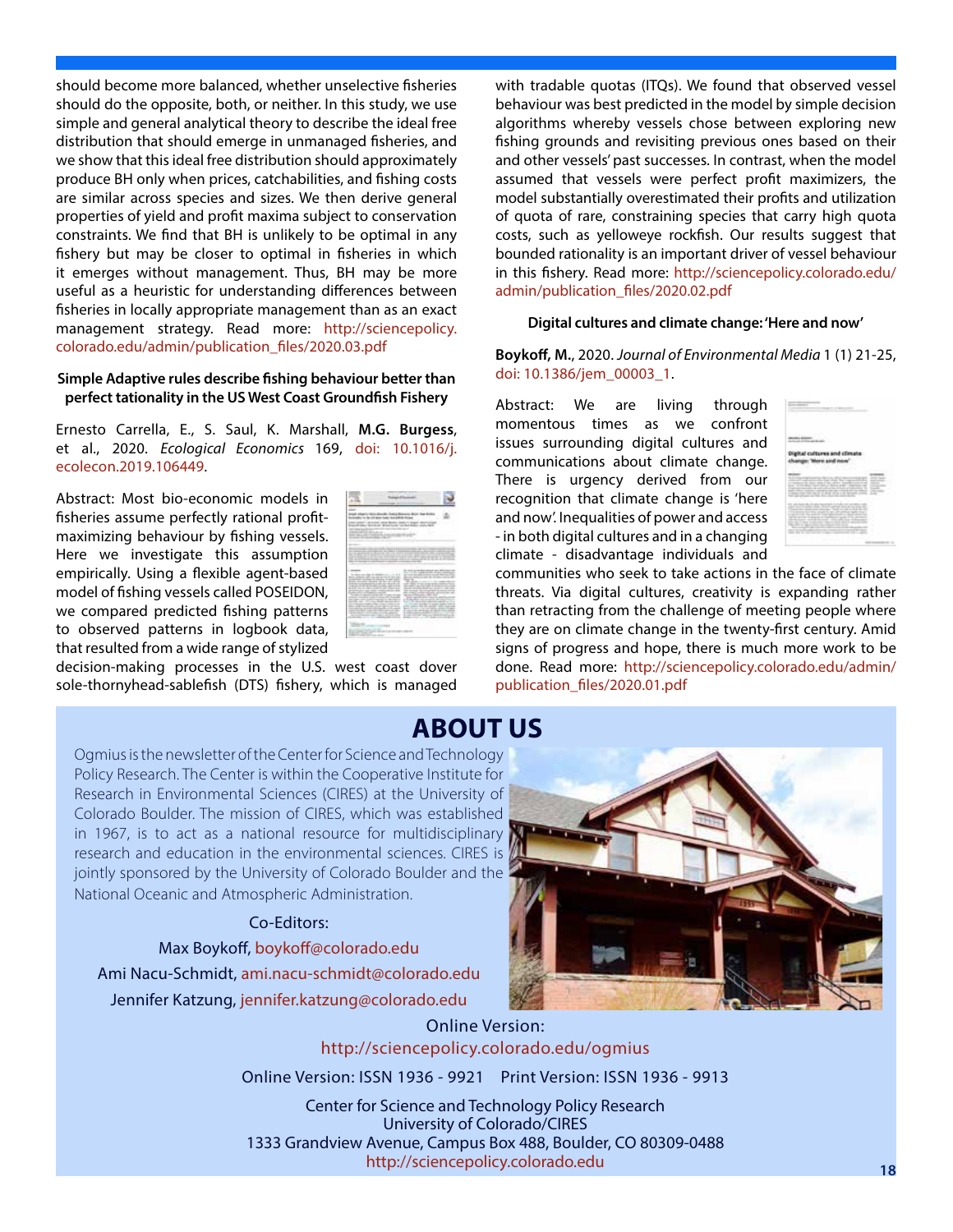should become more balanced, whether unselective fisheries should do the opposite, both, or neither. In this study, we use simple and general analytical theory to describe the ideal free distribution that should emerge in unmanaged fisheries, and we show that this ideal free distribution should approximately produce BH only when prices, catchabilities, and fishing costs are similar across species and sizes. We then derive general properties of yield and profit maxima subject to conservation constraints. We find that BH is unlikely to be optimal in any fishery but may be closer to optimal in fisheries in which it emerges without management. Thus, BH may be more useful as a heuristic for understanding differences between fisheries in locally appropriate management than as an exact management strategy. Read more: http://sciencepolicy.colorado.edu/admin/publication_files/2020.03.pdf

**Simple Adaptive rules describe fishing behaviour better than perfect tationality in the US West Coast Groundfish Fishery**

Ernesto Carrella, E., S. Saul, K. Marshall, **M.G. Burgess**, et al., 2020. *Ecological Economics* 169, doi: 10.1016/j.ecolecon.2019.106449.

Abstract: Most bio-economic models in fisheries assume perfectly rational profit-maximizing behaviour by fishing vessels. Here we investigate this assumption empirically. Using a flexible agent-based model of fishing vessels called POSEIDON, we compared predicted fishing patterns to observed patterns in logbook data, that resulted from a wide range of stylized decision-making processes in the U.S. west coast dover sole-thornyhead-sablefish (DTS) fishery, which is managed with tradable quotas (ITQs). We found that observed vessel behaviour was best predicted in the model by simple decision algorithms whereby vessels chose between exploring new fishing grounds and revisiting previous ones based on their and other vessels' past successes. In contrast, when the model assumed that vessels were perfect profit maximizers, the model substantially overestimated their profits and utilization of quota of rare, constraining species that carry high quota costs, such as yelloweye rockfish. Our results suggest that bounded rationality is an important driver of vessel behaviour in this fishery. Read more: http://sciencepolicy.colorado.edu/admin/publication_files/2020.02.pdf

**Digital cultures and climate change: 'Here and now'**

**Boykoff, M.**, 2020. *Journal of Environmental Media* 1 (1) 21-25, doi: 10.1386/jem_00003_1.

Abstract: We are living through momentous times as we confront issues surrounding digital cultures and communications about climate change. There is urgency derived from our recognition that climate change is 'here and now'. Inequalities of power and access - in both digital cultures and in a changing climate - disadvantage individuals and communities who seek to take actions in the face of climate threats. Via digital cultures, creativity is expanding rather than retracting from the challenge of meeting people where they are on climate change in the twenty-first century. Amid signs of progress and hope, there is much more work to be done. Read more: http://sciencepolicy.colorado.edu/admin/publication_files/2020.01.pdf

# ABOUT US

Ogmius is the newsletter of the Center for Science and Technology Policy Research. The Center is within the Cooperative Institute for Research in Environmental Sciences (CIRES) at the University of Colorado Boulder. The mission of CIRES, which was established in 1967, is to act as a national resource for multidisciplinary research and education in the environmental sciences. CIRES is jointly sponsored by the University of Colorado Boulder and the National Oceanic and Atmospheric Administration.

Co-Editors:

Max Boykoff, boykoff@colorado.edu

Ami Nacu-Schmidt, ami.nacu-schmidt@colorado.edu

Jennifer Katzung, jennifer.katzung@colorado.edu

Online Version:
http://sciencepolicy.colorado.edu/ogmius

Online Version: ISSN 1936 - 9921 Print Version: ISSN 1936 - 9913

Center for Science and Technology Policy Research
University of Colorado/CIRES
1333 Grandview Avenue, Campus Box 488, Boulder, CO 80309-0488
http://sciencepolicy.colorado.edu